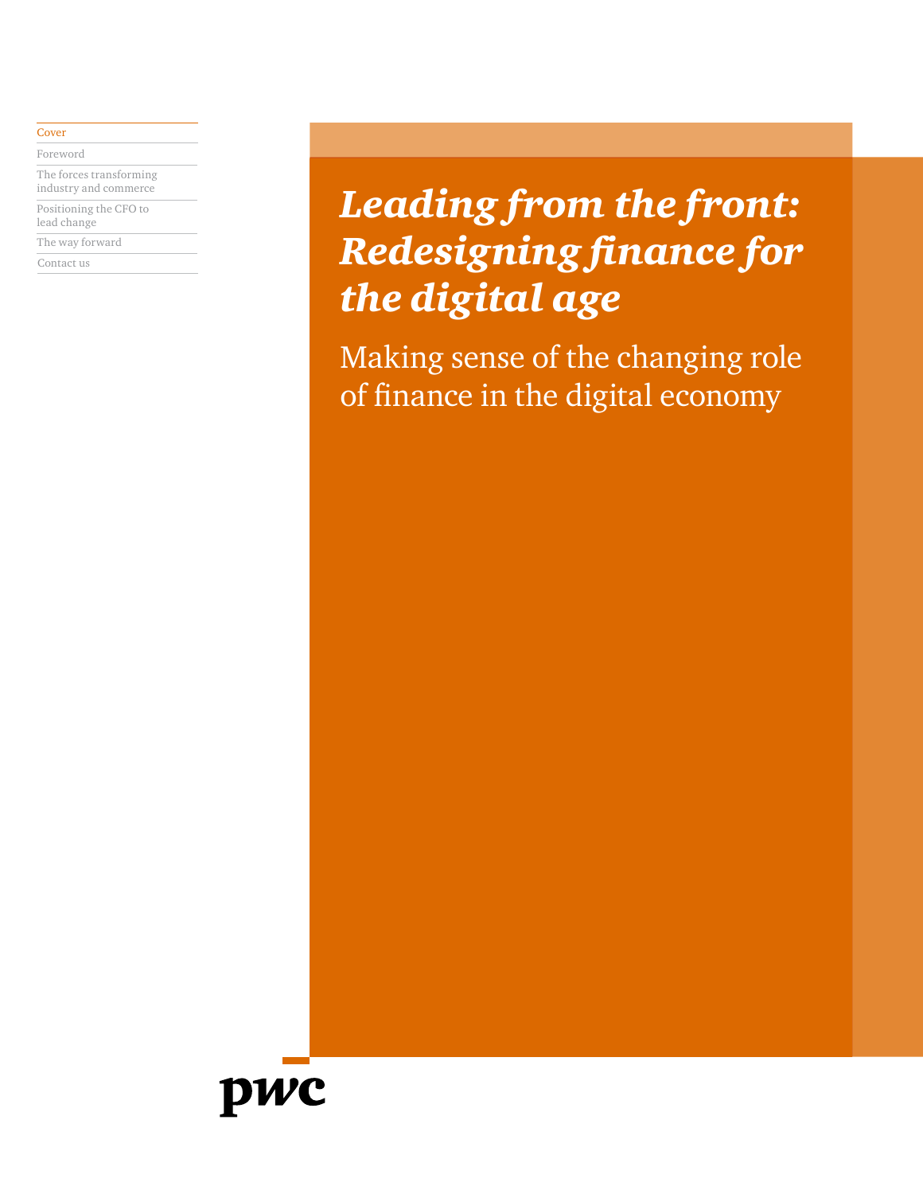Cover

Foreword

The forces transforming industry and commerce

Positioning the CFO to lead change

The way forward

Contact us

# *Leading from the front: Redesigning finance for the digital age*

## Making sense of the changing role of finance in the digital economy

pwc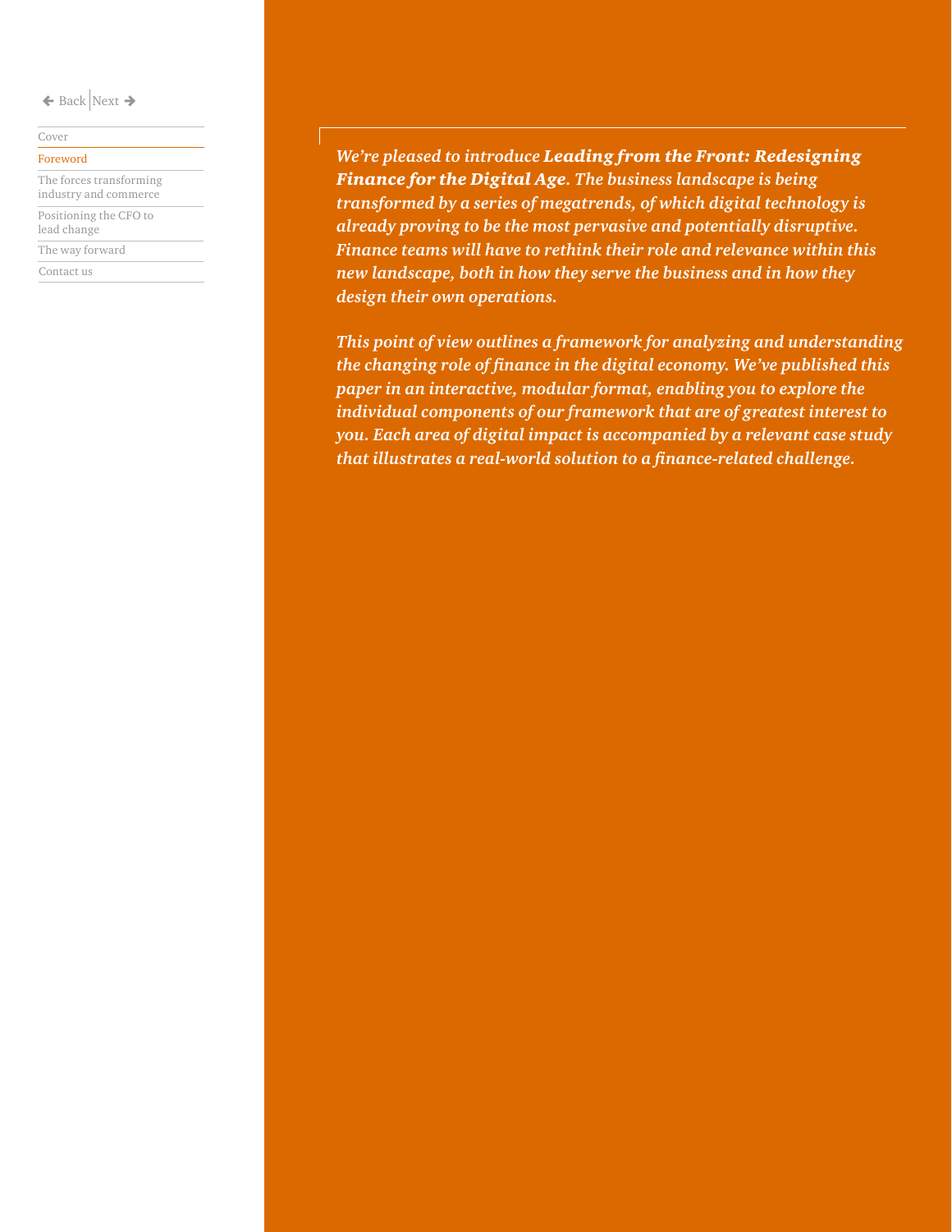*We're pleased to introduce **Leading from the Front: Redesigning Finance for the Digital Age**. The business landscape is being transformed by a series of megatrends, of which digital technology is already proving to be the most pervasive and potentially disruptive. Finance teams will have to rethink their role and relevance within this new landscape, both in how they serve the business and in how they design their own operations.*

*This point of view outlines a framework for analyzing and understanding the changing role of finance in the digital economy. We've published this paper in an interactive, modular format, enabling you to explore the individual components of our framework that are of greatest interest to you. Each area of digital impact is accompanied by a relevant case study that illustrates a real-world solution to a finance-related challenge.*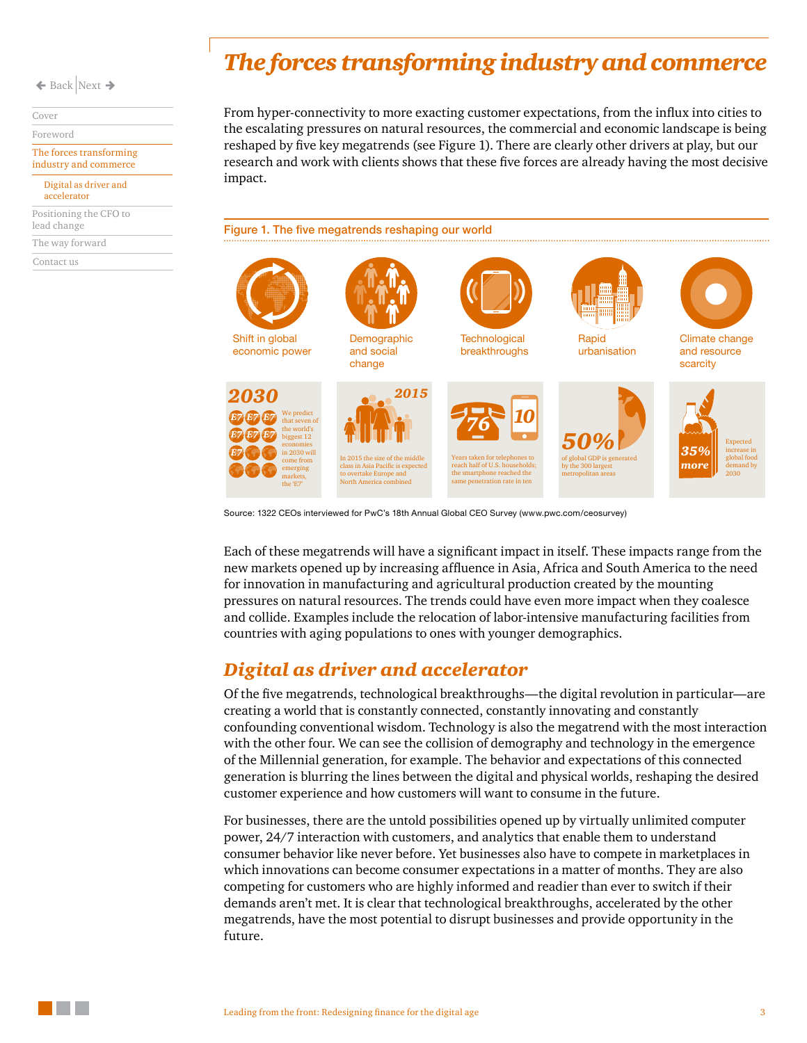# The forces transforming industry and commerce

From hyper-connectivity to more exacting customer expectations, from the influx into cities to the escalating pressures on natural resources, the commercial and economic landscape is being reshaped by five key megatrends (see Figure 1). There are clearly other drivers at play, but our research and work with clients shows that these five forces are already having the most decisive impact.

**Figure 1. The five megatrends reshaping our world**

Shift in global economic power

Demographic and social change

Technological breakthroughs

Rapid urbanisation

Climate change and resource scarcity

2030 — We predict that seven of the world's biggest 12 economies in 2030 will come from emerging markets, the 'E7'

2015 — In 2015 the size of the middle class in Asia Pacific is expected to overtake Europe and North America combined

76 / 10 — Years taken for telephones to reach half of U.S. households; the smartphone reached the same penetration rate in ten

50% of global GDP is generated by the 300 largest metropolitan areas

35% more — Expected increase in global food demand by 2030

Source: 1322 CEOs interviewed for PwC's 18th Annual Global CEO Survey (www.pwc.com/ceosurvey)

Each of these megatrends will have a significant impact in itself. These impacts range from the new markets opened up by increasing affluence in Asia, Africa and South America to the need for innovation in manufacturing and agricultural production created by the mounting pressures on natural resources. The trends could have even more impact when they coalesce and collide. Examples include the relocation of labor-intensive manufacturing facilities from countries with aging populations to ones with younger demographics.

## Digital as driver and accelerator

Of the five megatrends, technological breakthroughs—the digital revolution in particular—are creating a world that is constantly connected, constantly innovating and constantly confounding conventional wisdom. Technology is also the megatrend with the most interaction with the other four. We can see the collision of demography and technology in the emergence of the Millennial generation, for example. The behavior and expectations of this connected generation is blurring the lines between the digital and physical worlds, reshaping the desired customer experience and how customers will want to consume in the future.

For businesses, there are the untold possibilities opened up by virtually unlimited computer power, 24/7 interaction with customers, and analytics that enable them to understand consumer behavior like never before. Yet businesses also have to compete in marketplaces in which innovations can become consumer expectations in a matter of months. They are also competing for customers who are highly informed and readier than ever to switch if their demands aren't met. It is clear that technological breakthroughs, accelerated by the other megatrends, have the most potential to disrupt businesses and provide opportunity in the future.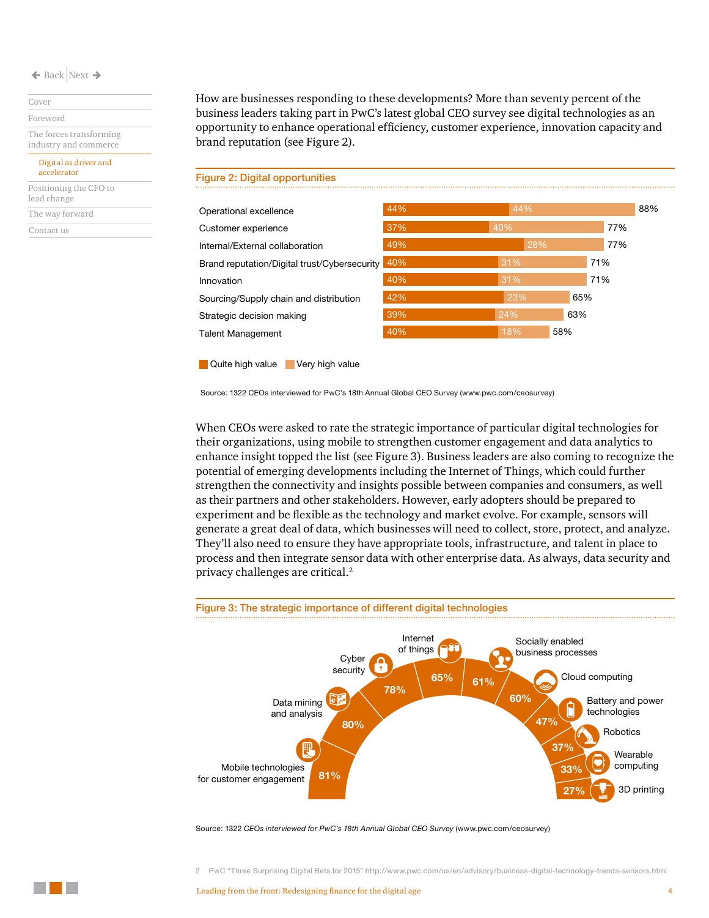How are businesses responding to these developments? More than seventy percent of the business leaders taking part in PwC's latest global CEO survey see digital technologies as an opportunity to enhance operational efficiency, customer experience, innovation capacity and brand reputation (see Figure 2).

**Figure 2: Digital opportunities**

| | Quite high value | Very high value | Total |
|---|---|---|---|
| Operational excellence | 44% | 44% | 88% |
| Customer experience | 37% | 40% | 77% |
| Internal/External collaboration | 49% | 28% | 77% |
| Brand reputation/Digital trust/Cybersecurity | 40% | 31% | 71% |
| Innovation | 40% | 31% | 71% |
| Sourcing/Supply chain and distribution | 42% | 23% | 65% |
| Strategic decision making | 39% | 24% | 63% |
| Talent Management | 40% | 18% | 58% |

Source: 1322 CEOs interviewed for PwC's 18th Annual Global CEO Survey (www.pwc.com/ceosurvey)

When CEOs were asked to rate the strategic importance of particular digital technologies for their organizations, using mobile to strengthen customer engagement and data analytics to enhance insight topped the list (see Figure 3). Business leaders are also coming to recognize the potential of emerging developments including the Internet of Things, which could further strengthen the connectivity and insights possible between companies and consumers, as well as their partners and other stakeholders. However, early adopters should be prepared to experiment and be flexible as the technology and market evolve. For example, sensors will generate a great deal of data, which businesses will need to collect, store, protect, and analyze. They'll also need to ensure they have appropriate tools, infrastructure, and talent in place to process and then integrate sensor data with other enterprise data. As always, data security and privacy challenges are critical.[2]

**Figure 3: The strategic importance of different digital technologies**

| Technology | % |
|---|---|
| Mobile technologies for customer engagement | 81% |
| Data mining and analysis | 80% |
| Cyber security | 78% |
| Internet of things | 65% |
| Socially enabled business processes | 61% |
| Cloud computing | 60% |
| Battery and power technologies | 47% |
| Robotics | 37% |
| Wearable computing | 33% |
| 3D printing | 27% |

Source: 1322 *CEOs interviewed for PwC's 18th Annual Global CEO Survey* (www.pwc.com/ceosurvey)

2 PwC "Three Surprising Digital Bets for 2015" http://www.pwc.com/us/en/advisory/business-digital-technology-trends-sensors.html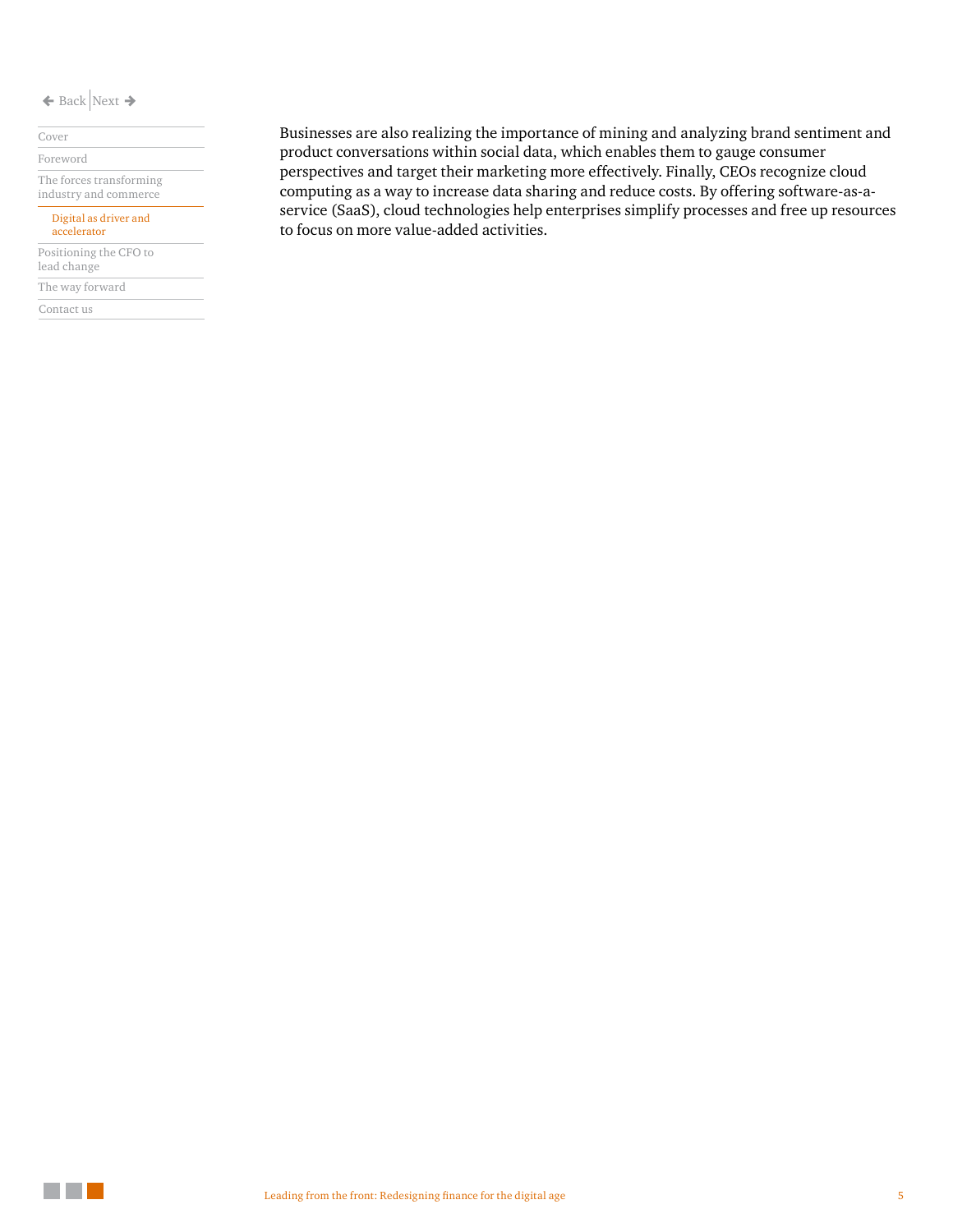Businesses are also realizing the importance of mining and analyzing brand sentiment and product conversations within social data, which enables them to gauge consumer perspectives and target their marketing more effectively. Finally, CEOs recognize cloud computing as a way to increase data sharing and reduce costs. By offering software-as-a-service (SaaS), cloud technologies help enterprises simplify processes and free up resources to focus on more value-added activities.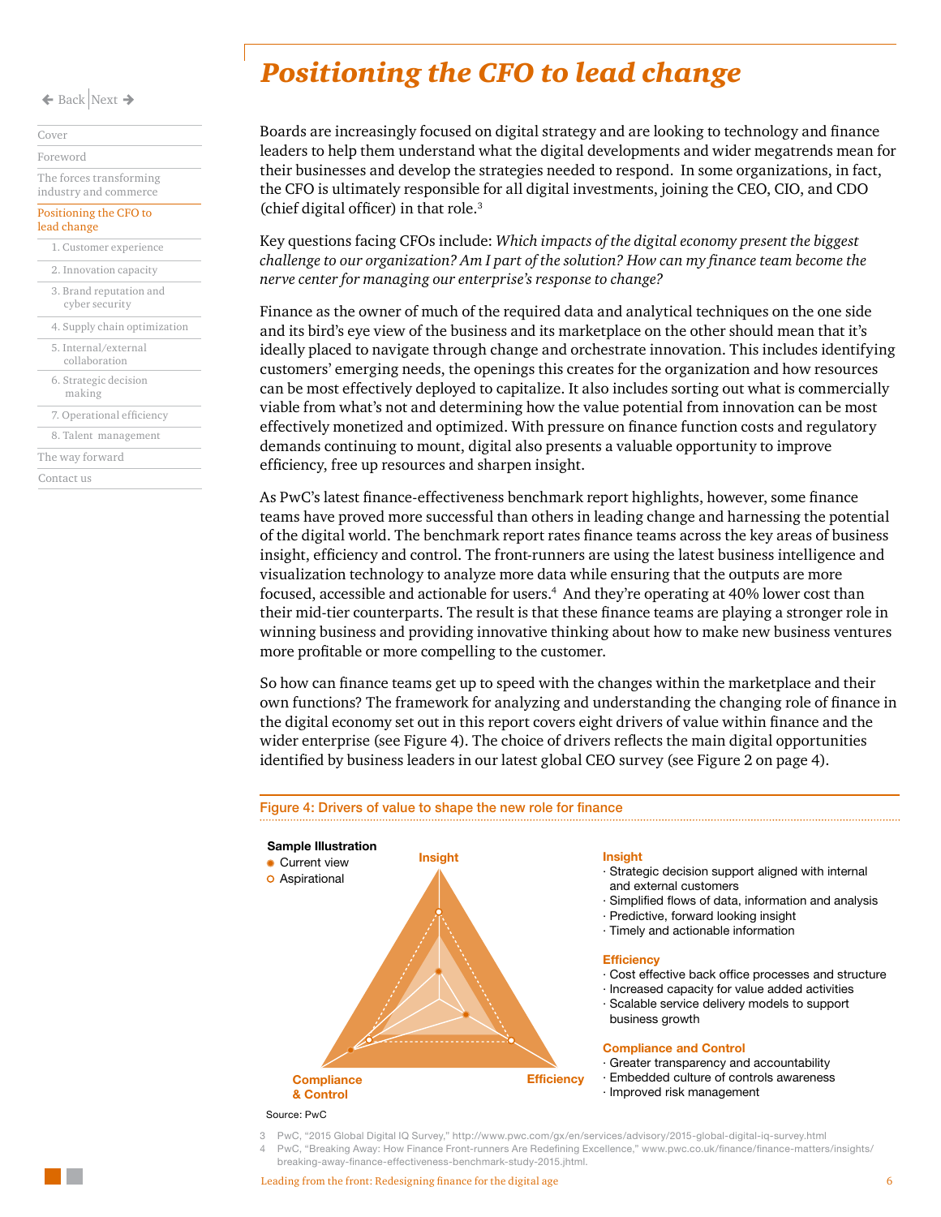# Positioning the CFO to lead change

Boards are increasingly focused on digital strategy and are looking to technology and finance leaders to help them understand what the digital developments and wider megatrends mean for their businesses and develop the strategies needed to respond. In some organizations, in fact, the CFO is ultimately responsible for all digital investments, joining the CEO, CIO, and CDO (chief digital officer) in that role.[3]

Key questions facing CFOs include: *Which impacts of the digital economy present the biggest challenge to our organization? Am I part of the solution? How can my finance team become the nerve center for managing our enterprise's response to change?*

Finance as the owner of much of the required data and analytical techniques on the one side and its bird's eye view of the business and its marketplace on the other should mean that it's ideally placed to navigate through change and orchestrate innovation. This includes identifying customers' emerging needs, the openings this creates for the organization and how resources can be most effectively deployed to capitalize. It also includes sorting out what is commercially viable from what's not and determining how the value potential from innovation can be most effectively monetized and optimized. With pressure on finance function costs and regulatory demands continuing to mount, digital also presents a valuable opportunity to improve efficiency, free up resources and sharpen insight.

As PwC's latest finance-effectiveness benchmark report highlights, however, some finance teams have proved more successful than others in leading change and harnessing the potential of the digital world. The benchmark report rates finance teams across the key areas of business insight, efficiency and control. The front-runners are using the latest business intelligence and visualization technology to analyze more data while ensuring that the outputs are more focused, accessible and actionable for users.[4] And they're operating at 40% lower cost than their mid-tier counterparts. The result is that these finance teams are playing a stronger role in winning business and providing innovative thinking about how to make new business ventures more profitable or more compelling to the customer.

So how can finance teams get up to speed with the changes within the marketplace and their own functions? The framework for analyzing and understanding the changing role of finance in the digital economy set out in this report covers eight drivers of value within finance and the wider enterprise (see Figure 4). The choice of drivers reflects the main digital opportunities identified by business leaders in our latest global CEO survey (see Figure 2 on page 4).

**Figure 4: Drivers of value to shape the new role for finance**

**Sample Illustration**
- Current view
- Aspirational

Insight — Efficiency — Compliance & Control

**Insight**
- Strategic decision support aligned with internal and external customers
- Simplified flows of data, information and analysis
- Predictive, forward looking insight
- Timely and actionable information

**Efficiency**
- Cost effective back office processes and structure
- Increased capacity for value added activities
- Scalable service delivery models to support business growth

**Compliance and Control**
- Greater transparency and accountability
- Embedded culture of controls awareness
- Improved risk management

Source: PwC

3 PwC, "2015 Global Digital IQ Survey," http://www.pwc.com/gx/en/services/advisory/2015-global-digital-iq-survey.html

4 PwC, "Breaking Away: How Finance Front-runners Are Redefining Excellence," www.pwc.co.uk/finance/finance-matters/insights/breaking-away-finance-effectiveness-benchmark-study-2015.jhtml.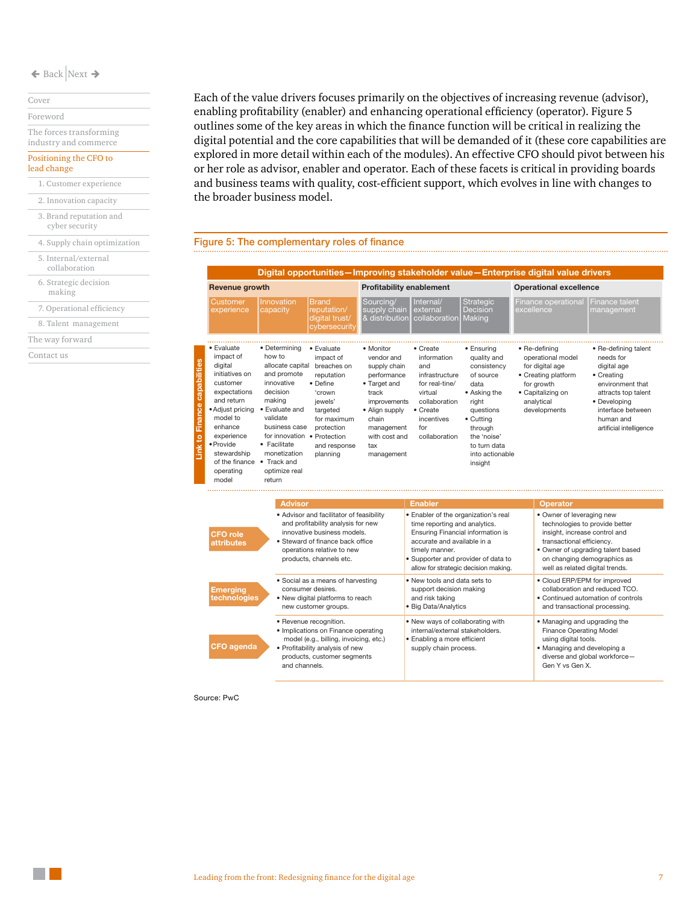Each of the value drivers focuses primarily on the objectives of increasing revenue (advisor), enabling profitability (enabler) and enhancing operational efficiency (operator). Figure 5 outlines some of the key areas in which the finance function will be critical in realizing the digital potential and the core capabilities that will be demanded of it (these core capabilities are explored in more detail within each of the modules). An effective CFO should pivot between his or her role as advisor, enabler and operator. Each of these facets is critical in providing boards and business teams with quality, cost-efficient support, which evolves in line with changes to the broader business model.

## Figure 5: The complementary roles of finance

**Digital opportunities—Improving stakeholder value—Enterprise digital value drivers**

| | Revenue growth | | | Profitability enablement | | | Operational excellence | |
|---|---|---|---|---|---|---|---|---|
| | Customer experience | Innovation capacity | Brand reputation/ digital trust/ cybersecurity | Sourcing/ supply chain & distribution | Internal/ external collaboration | Strategic Decision Making | Finance operational excellence | Finance talent management |
| **Link to Finance capabilities** | • Evaluate impact of digital initiatives on customer expectations and return<br>• Adjust pricing model to enhance experience<br>• Provide stewardship of the finance operating model | • Determining how to allocate capital and promote innovative decision making<br>• Evaluate and validate business case for innovation<br>• Facilitate monetization<br>• Track and optimize real return | • Evaluate impact of breaches on reputation<br>• Define 'crown jewels' targeted for maximum protection<br>• Protection and response planning | • Monitor vendor and supply chain performance<br>• Target and track improvements<br>• Align supply chain management with cost and tax management | • Create information and infrastructure for real-tine/ virtual collaboration<br>• Create incentives for collaboration | • Ensuring quality and consistency of source data<br>• Asking the right questions<br>• Cutting through the 'noise' to turn data into actionable insight | • Re-defining operational model for digital age<br>• Creating platform for growth<br>• Capitalizing on analytical developments | • Re-defining talent needs for digital age<br>• Creating environment that attracts top talent<br>• Developing interface between human and artificial intelligence |

| | Advisor | Enabler | Operator |
|---|---|---|---|
| **CFO role attributes** | • Advisor and facilitator of feasibility and profitability analysis for new innovative business models.<br>• Steward of finance back office operations relative to new products, channels etc. | • Enabler of the organization's real time reporting and analytics. Ensuring Financial information is accurate and available in a timely manner.<br>• Supporter and provider of data to allow for strategic decision making. | • Owner of leveraging new technologies to provide better insight, increase control and transactional efficiency.<br>• Owner of upgrading talent based on changing demographics as well as related digital trends. |
| **Emerging technologies** | • Social as a means of harvesting consumer desires.<br>• New digital platforms to reach new customer groups. | • New tools and data sets to support decision making and risk taking<br>• Big Data/Analytics | • Cloud ERP/EPM for improved collaboration and reduced TCO.<br>• Continued automation of controls and transactional processing. |
| **CFO agenda** | • Revenue recognition.<br>• Implications on Finance operating model (e.g., billing, invoicing, etc.)<br>• Profitability analysis of new products, customer segments and channels. | • New ways of collaborating with internal/external stakeholders.<br>• Enabling a more efficient supply chain process. | • Managing and upgrading the Finance Operating Model using digital tools.<br>• Managing and developing a diverse and global workforce—Gen Y vs Gen X. |

Source: PwC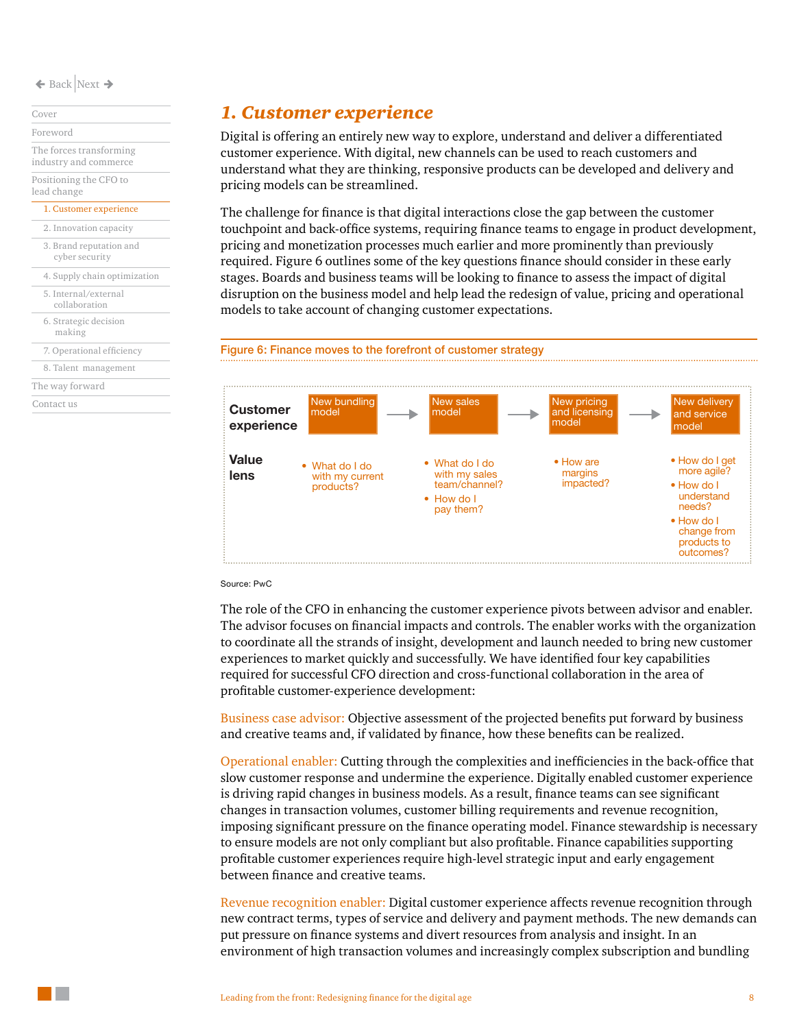## 1. Customer experience

Digital is offering an entirely new way to explore, understand and deliver a differentiated customer experience. With digital, new channels can be used to reach customers and understand what they are thinking, responsive products can be developed and delivery and pricing models can be streamlined.

The challenge for finance is that digital interactions close the gap between the customer touchpoint and back-office systems, requiring finance teams to engage in product development, pricing and monetization processes much earlier and more prominently than previously required. Figure 6 outlines some of the key questions finance should consider in these early stages. Boards and business teams will be looking to finance to assess the impact of digital disruption on the business model and help lead the redesign of value, pricing and operational models to take account of changing customer expectations.

**Figure 6: Finance moves to the forefront of customer strategy**

| | | | | |
|---|---|---|---|---|
| **Customer experience** | New bundling model → | New sales model → | New pricing and licensing model → | New delivery and service model |
| **Value lens** | • What do I do with my current products? | • What do I do with my sales team/channel?<br>• How do I pay them? | • How are margins impacted? | • How do I get more agile?<br>• How do I understand needs?<br>• How do I change from products to outcomes? |

Source: PwC

The role of the CFO in enhancing the customer experience pivots between advisor and enabler. The advisor focuses on financial impacts and controls. The enabler works with the organization to coordinate all the strands of insight, development and launch needed to bring new customer experiences to market quickly and successfully. We have identified four key capabilities required for successful CFO direction and cross-functional collaboration in the area of profitable customer-experience development:

Business case advisor: Objective assessment of the projected benefits put forward by business and creative teams and, if validated by finance, how these benefits can be realized.

Operational enabler: Cutting through the complexities and inefficiencies in the back-office that slow customer response and undermine the experience. Digitally enabled customer experience is driving rapid changes in business models. As a result, finance teams can see significant changes in transaction volumes, customer billing requirements and revenue recognition, imposing significant pressure on the finance operating model. Finance stewardship is necessary to ensure models are not only compliant but also profitable. Finance capabilities supporting profitable customer experiences require high-level strategic input and early engagement between finance and creative teams.

Revenue recognition enabler: Digital customer experience affects revenue recognition through new contract terms, types of service and delivery and payment methods. The new demands can put pressure on finance systems and divert resources from analysis and insight. In an environment of high transaction volumes and increasingly complex subscription and bundling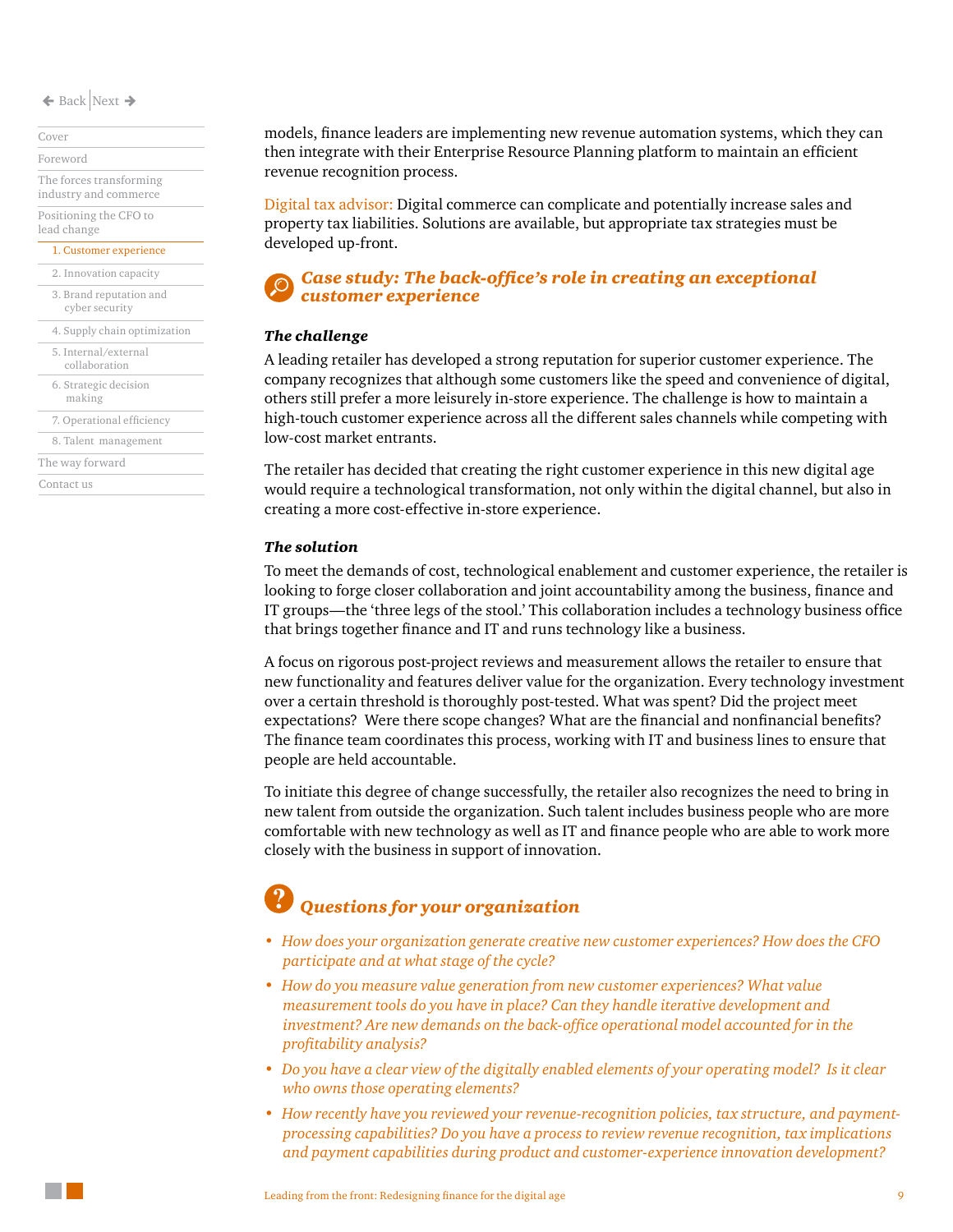models, finance leaders are implementing new revenue automation systems, which they can then integrate with their Enterprise Resource Planning platform to maintain an efficient revenue recognition process.

Digital tax advisor: Digital commerce can complicate and potentially increase sales and property tax liabilities. Solutions are available, but appropriate tax strategies must be developed up-front.

## *Case study: The back-office's role in creating an exceptional customer experience*

### *The challenge*

A leading retailer has developed a strong reputation for superior customer experience. The company recognizes that although some customers like the speed and convenience of digital, others still prefer a more leisurely in-store experience. The challenge is how to maintain a high-touch customer experience across all the different sales channels while competing with low-cost market entrants.

The retailer has decided that creating the right customer experience in this new digital age would require a technological transformation, not only within the digital channel, but also in creating a more cost-effective in-store experience.

### *The solution*

To meet the demands of cost, technological enablement and customer experience, the retailer is looking to forge closer collaboration and joint accountability among the business, finance and IT groups—the 'three legs of the stool.' This collaboration includes a technology business office that brings together finance and IT and runs technology like a business.

A focus on rigorous post-project reviews and measurement allows the retailer to ensure that new functionality and features deliver value for the organization. Every technology investment over a certain threshold is thoroughly post-tested. What was spent? Did the project meet expectations? Were there scope changes? What are the financial and nonfinancial benefits? The finance team coordinates this process, working with IT and business lines to ensure that people are held accountable.

To initiate this degree of change successfully, the retailer also recognizes the need to bring in new talent from outside the organization. Such talent includes business people who are more comfortable with new technology as well as IT and finance people who are able to work more closely with the business in support of innovation.

## *Questions for your organization*

- *How does your organization generate creative new customer experiences? How does the CFO participate and at what stage of the cycle?*
- *How do you measure value generation from new customer experiences? What value measurement tools do you have in place? Can they handle iterative development and investment? Are new demands on the back-office operational model accounted for in the profitability analysis?*
- *Do you have a clear view of the digitally enabled elements of your operating model? Is it clear who owns those operating elements?*
- *How recently have you reviewed your revenue-recognition policies, tax structure, and payment-processing capabilities? Do you have a process to review revenue recognition, tax implications and payment capabilities during product and customer-experience innovation development?*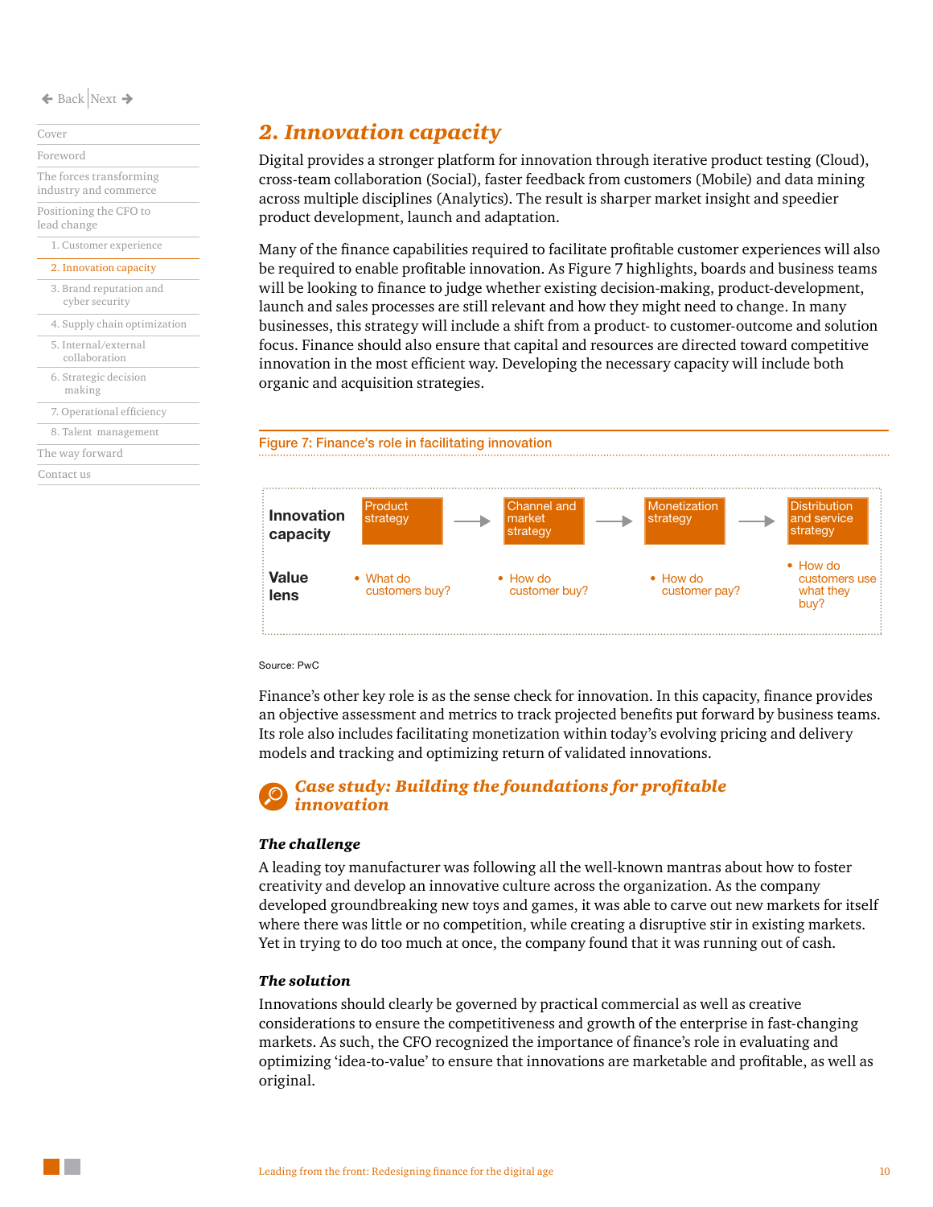## 2. Innovation capacity

Digital provides a stronger platform for innovation through iterative product testing (Cloud), cross-team collaboration (Social), faster feedback from customers (Mobile) and data mining across multiple disciplines (Analytics). The result is sharper market insight and speedier product development, launch and adaptation.

Many of the finance capabilities required to facilitate profitable customer experiences will also be required to enable profitable innovation. As Figure 7 highlights, boards and business teams will be looking to finance to judge whether existing decision-making, product-development, launch and sales processes are still relevant and how they might need to change. In many businesses, this strategy will include a shift from a product- to customer-outcome and solution focus. Finance should also ensure that capital and resources are directed toward competitive innovation in the most efficient way. Developing the necessary capacity will include both organic and acquisition strategies.

**Figure 7: Finance's role in facilitating innovation**

| | | | | |
|---|---|---|---|---|
| **Innovation capacity** | Product strategy → | Channel and market strategy → | Monetization strategy → | Distribution and service strategy |
| **Value lens** | • What do customers buy? | • How do customer buy? | • How do customer pay? | • How do customers use what they buy? |

Source: PwC

Finance's other key role is as the sense check for innovation. In this capacity, finance provides an objective assessment and metrics to track projected benefits put forward by business teams. Its role also includes facilitating monetization within today's evolving pricing and delivery models and tracking and optimizing return of validated innovations.

### *Case study: Building the foundations for profitable innovation*

#### *The challenge*

A leading toy manufacturer was following all the well-known mantras about how to foster creativity and develop an innovative culture across the organization. As the company developed groundbreaking new toys and games, it was able to carve out new markets for itself where there was little or no competition, while creating a disruptive stir in existing markets. Yet in trying to do too much at once, the company found that it was running out of cash.

#### *The solution*

Innovations should clearly be governed by practical commercial as well as creative considerations to ensure the competitiveness and growth of the enterprise in fast-changing markets. As such, the CFO recognized the importance of finance's role in evaluating and optimizing 'idea-to-value' to ensure that innovations are marketable and profitable, as well as original.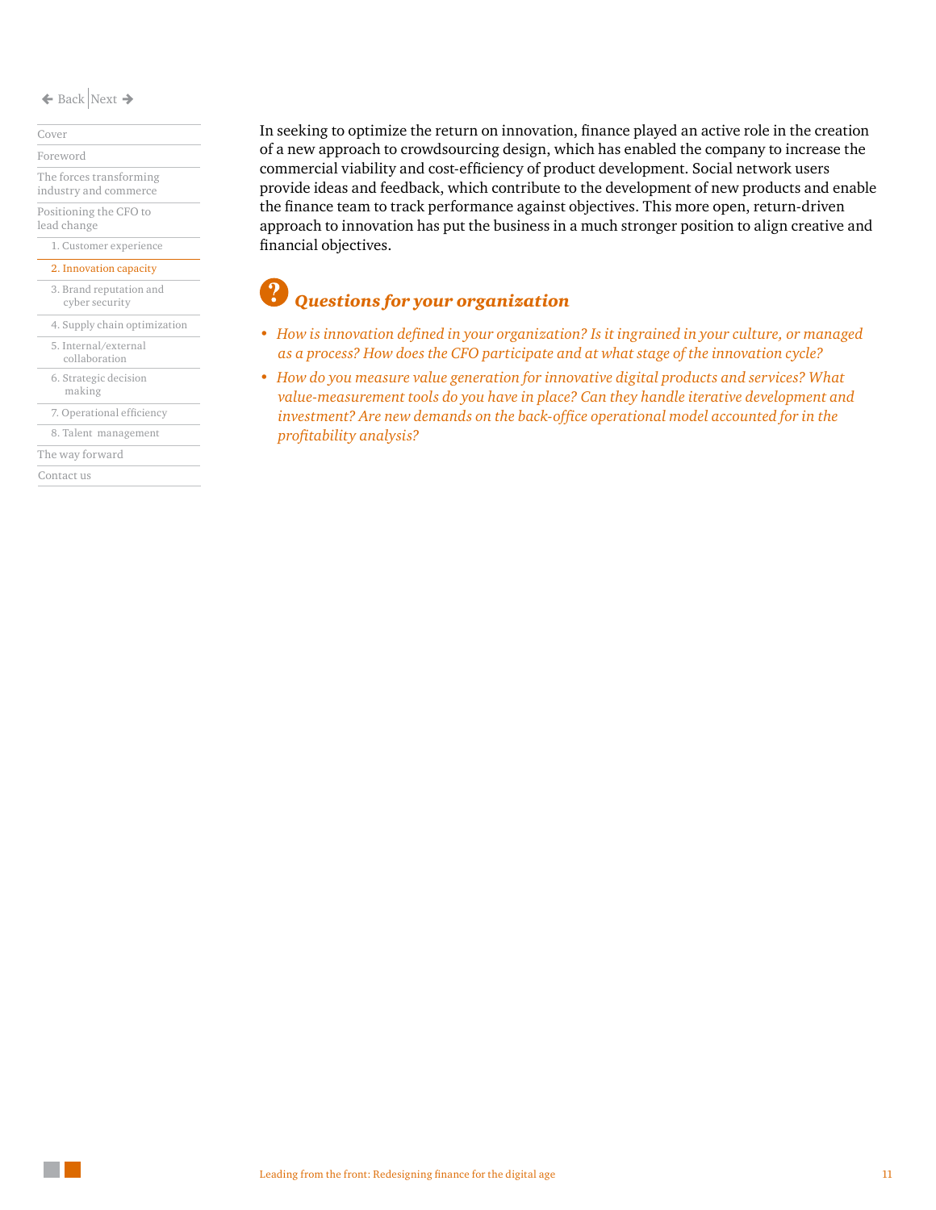In seeking to optimize the return on innovation, finance played an active role in the creation of a new approach to crowdsourcing design, which has enabled the company to increase the commercial viability and cost-efficiency of product development. Social network users provide ideas and feedback, which contribute to the development of new products and enable the finance team to track performance against objectives. This more open, return-driven approach to innovation has put the business in a much stronger position to align creative and financial objectives.

## *Questions for your organization*

- *How is innovation defined in your organization? Is it ingrained in your culture, or managed as a process? How does the CFO participate and at what stage of the innovation cycle?*
- *How do you measure value generation for innovative digital products and services? What value-measurement tools do you have in place? Can they handle iterative development and investment? Are new demands on the back-office operational model accounted for in the profitability analysis?*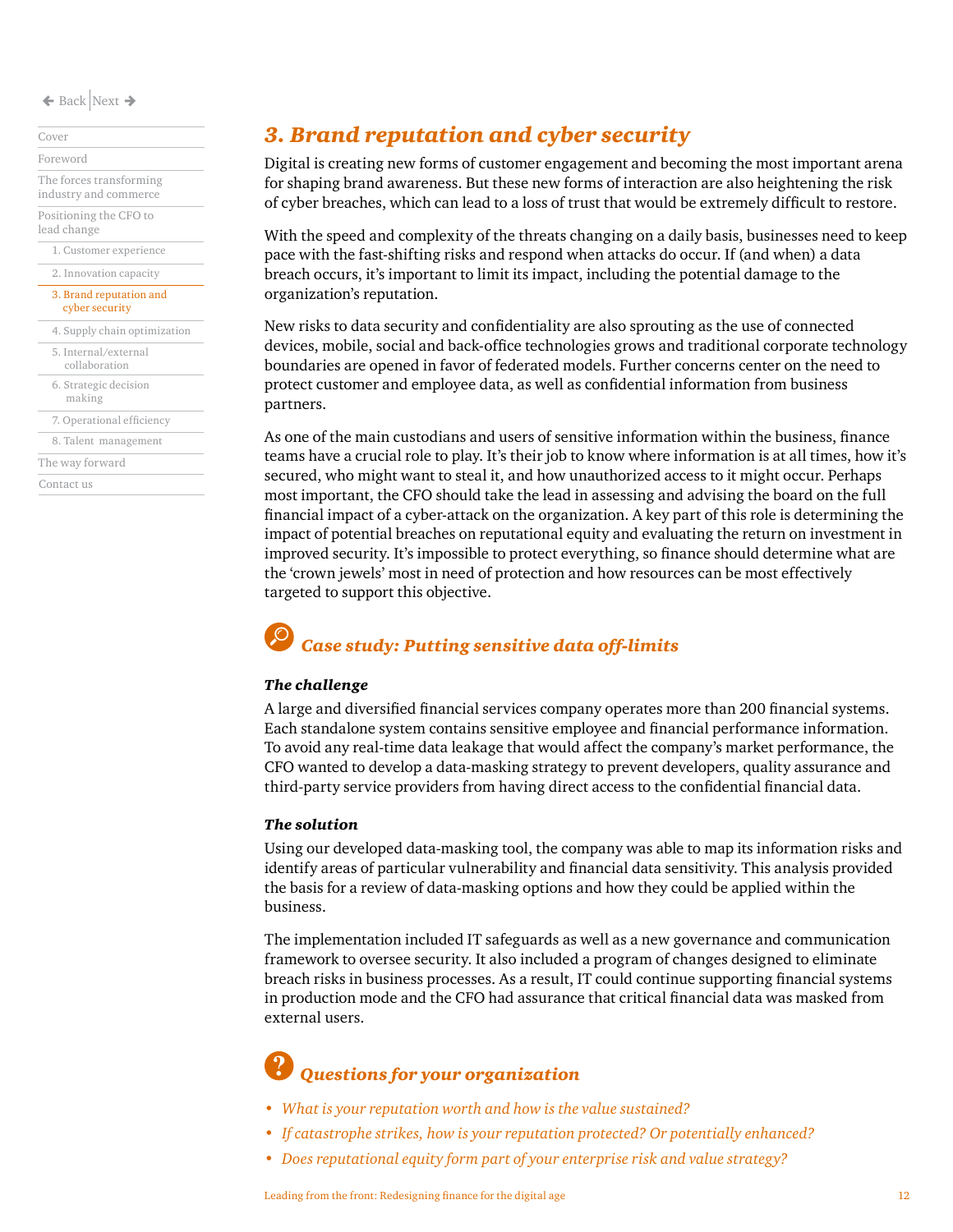# 3. Brand reputation and cyber security

Digital is creating new forms of customer engagement and becoming the most important arena for shaping brand awareness. But these new forms of interaction are also heightening the risk of cyber breaches, which can lead to a loss of trust that would be extremely difficult to restore.

With the speed and complexity of the threats changing on a daily basis, businesses need to keep pace with the fast-shifting risks and respond when attacks do occur. If (and when) a data breach occurs, it's important to limit its impact, including the potential damage to the organization's reputation.

New risks to data security and confidentiality are also sprouting as the use of connected devices, mobile, social and back-office technologies grows and traditional corporate technology boundaries are opened in favor of federated models. Further concerns center on the need to protect customer and employee data, as well as confidential information from business partners.

As one of the main custodians and users of sensitive information within the business, finance teams have a crucial role to play. It's their job to know where information is at all times, how it's secured, who might want to steal it, and how unauthorized access to it might occur. Perhaps most important, the CFO should take the lead in assessing and advising the board on the full financial impact of a cyber-attack on the organization. A key part of this role is determining the impact of potential breaches on reputational equity and evaluating the return on investment in improved security. It's impossible to protect everything, so finance should determine what are the 'crown jewels' most in need of protection and how resources can be most effectively targeted to support this objective.

## *Case study: Putting sensitive data off-limits*

***The challenge***

A large and diversified financial services company operates more than 200 financial systems. Each standalone system contains sensitive employee and financial performance information. To avoid any real-time data leakage that would affect the company's market performance, the CFO wanted to develop a data-masking strategy to prevent developers, quality assurance and third-party service providers from having direct access to the confidential financial data.

***The solution***

Using our developed data-masking tool, the company was able to map its information risks and identify areas of particular vulnerability and financial data sensitivity. This analysis provided the basis for a review of data-masking options and how they could be applied within the business.

The implementation included IT safeguards as well as a new governance and communication framework to oversee security. It also included a program of changes designed to eliminate breach risks in business processes. As a result, IT could continue supporting financial systems in production mode and the CFO had assurance that critical financial data was masked from external users.

## *Questions for your organization*

- *What is your reputation worth and how is the value sustained?*
- *If catastrophe strikes, how is your reputation protected? Or potentially enhanced?*
- *Does reputational equity form part of your enterprise risk and value strategy?*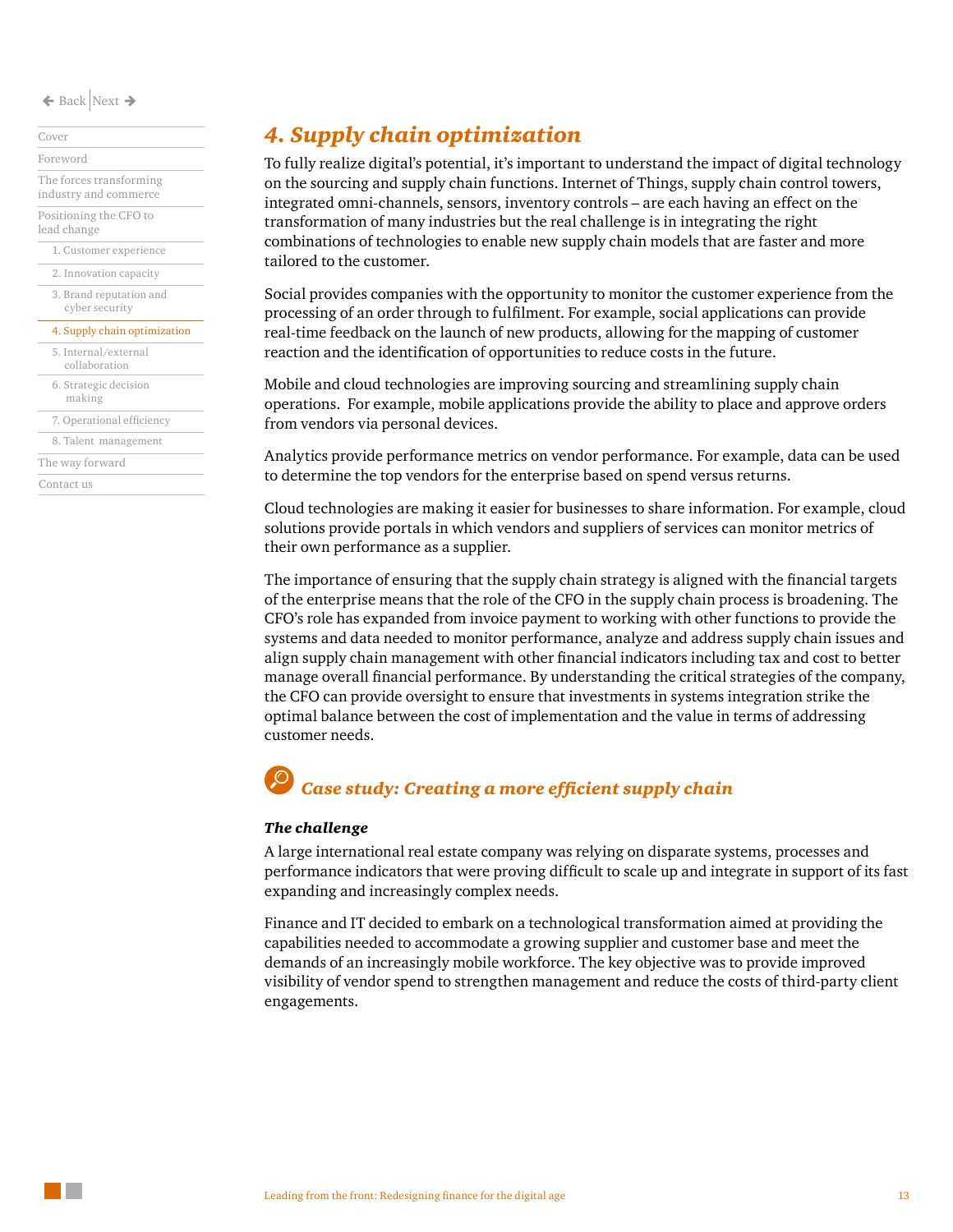## 4. Supply chain optimization

To fully realize digital's potential, it's important to understand the impact of digital technology on the sourcing and supply chain functions. Internet of Things, supply chain control towers, integrated omni-channels, sensors, inventory controls – are each having an effect on the transformation of many industries but the real challenge is in integrating the right combinations of technologies to enable new supply chain models that are faster and more tailored to the customer.

Social provides companies with the opportunity to monitor the customer experience from the processing of an order through to fulfilment. For example, social applications can provide real-time feedback on the launch of new products, allowing for the mapping of customer reaction and the identification of opportunities to reduce costs in the future.

Mobile and cloud technologies are improving sourcing and streamlining supply chain operations. For example, mobile applications provide the ability to place and approve orders from vendors via personal devices.

Analytics provide performance metrics on vendor performance. For example, data can be used to determine the top vendors for the enterprise based on spend versus returns.

Cloud technologies are making it easier for businesses to share information. For example, cloud solutions provide portals in which vendors and suppliers of services can monitor metrics of their own performance as a supplier.

The importance of ensuring that the supply chain strategy is aligned with the financial targets of the enterprise means that the role of the CFO in the supply chain process is broadening. The CFO's role has expanded from invoice payment to working with other functions to provide the systems and data needed to monitor performance, analyze and address supply chain issues and align supply chain management with other financial indicators including tax and cost to better manage overall financial performance. By understanding the critical strategies of the company, the CFO can provide oversight to ensure that investments in systems integration strike the optimal balance between the cost of implementation and the value in terms of addressing customer needs.

### *Case study: Creating a more efficient supply chain*

***The challenge***

A large international real estate company was relying on disparate systems, processes and performance indicators that were proving difficult to scale up and integrate in support of its fast expanding and increasingly complex needs.

Finance and IT decided to embark on a technological transformation aimed at providing the capabilities needed to accommodate a growing supplier and customer base and meet the demands of an increasingly mobile workforce. The key objective was to provide improved visibility of vendor spend to strengthen management and reduce the costs of third-party client engagements.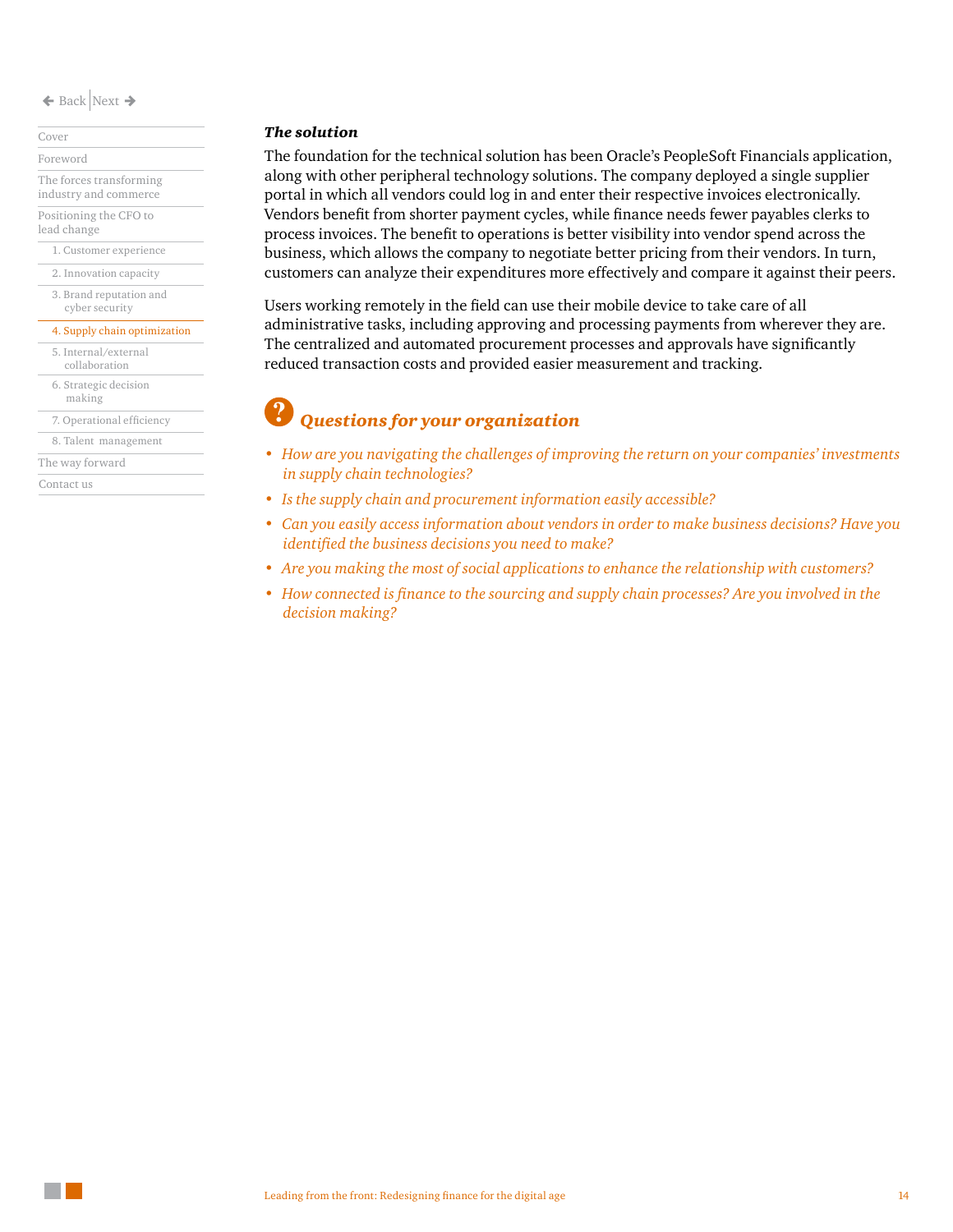***The solution***

The foundation for the technical solution has been Oracle's PeopleSoft Financials application, along with other peripheral technology solutions. The company deployed a single supplier portal in which all vendors could log in and enter their respective invoices electronically. Vendors benefit from shorter payment cycles, while finance needs fewer payables clerks to process invoices. The benefit to operations is better visibility into vendor spend across the business, which allows the company to negotiate better pricing from their vendors. In turn, customers can analyze their expenditures more effectively and compare it against their peers.

Users working remotely in the field can use their mobile device to take care of all administrative tasks, including approving and processing payments from wherever they are. The centralized and automated procurement processes and approvals have significantly reduced transaction costs and provided easier measurement and tracking.

## *Questions for your organization*

- *How are you navigating the challenges of improving the return on your companies' investments in supply chain technologies?*
- *Is the supply chain and procurement information easily accessible?*
- *Can you easily access information about vendors in order to make business decisions? Have you identified the business decisions you need to make?*
- *Are you making the most of social applications to enhance the relationship with customers?*
- *How connected is finance to the sourcing and supply chain processes? Are you involved in the decision making?*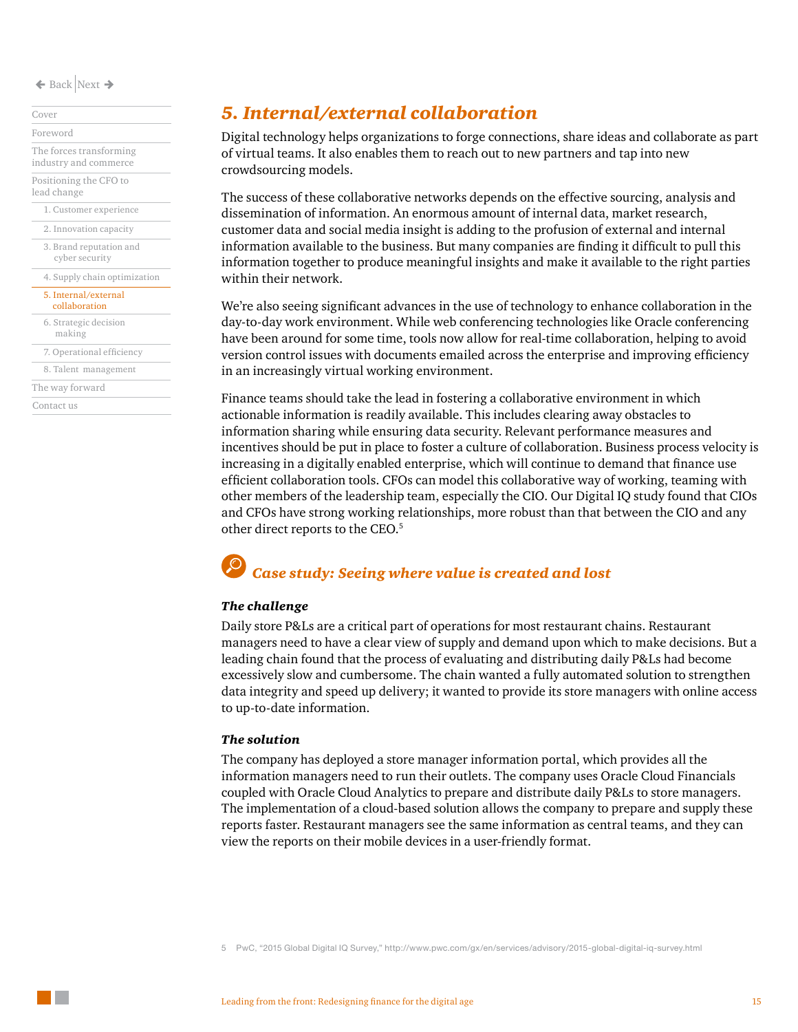## 5. Internal/external collaboration

Digital technology helps organizations to forge connections, share ideas and collaborate as part of virtual teams. It also enables them to reach out to new partners and tap into new crowdsourcing models.

The success of these collaborative networks depends on the effective sourcing, analysis and dissemination of information. An enormous amount of internal data, market research, customer data and social media insight is adding to the profusion of external and internal information available to the business. But many companies are finding it difficult to pull this information together to produce meaningful insights and make it available to the right parties within their network.

We're also seeing significant advances in the use of technology to enhance collaboration in the day-to-day work environment. While web conferencing technologies like Oracle conferencing have been around for some time, tools now allow for real-time collaboration, helping to avoid version control issues with documents emailed across the enterprise and improving efficiency in an increasingly virtual working environment.

Finance teams should take the lead in fostering a collaborative environment in which actionable information is readily available. This includes clearing away obstacles to information sharing while ensuring data security. Relevant performance measures and incentives should be put in place to foster a culture of collaboration. Business process velocity is increasing in a digitally enabled enterprise, which will continue to demand that finance use efficient collaboration tools. CFOs can model this collaborative way of working, teaming with other members of the leadership team, especially the CIO. Our Digital IQ study found that CIOs and CFOs have strong working relationships, more robust than that between the CIO and any other direct reports to the CEO.[5]

### *Case study: Seeing where value is created and lost*

***The challenge***

Daily store P&Ls are a critical part of operations for most restaurant chains. Restaurant managers need to have a clear view of supply and demand upon which to make decisions. But a leading chain found that the process of evaluating and distributing daily P&Ls had become excessively slow and cumbersome. The chain wanted a fully automated solution to strengthen data integrity and speed up delivery; it wanted to provide its store managers with online access to up-to-date information.

***The solution***

The company has deployed a store manager information portal, which provides all the information managers need to run their outlets. The company uses Oracle Cloud Financials coupled with Oracle Cloud Analytics to prepare and distribute daily P&Ls to store managers. The implementation of a cloud-based solution allows the company to prepare and supply these reports faster. Restaurant managers see the same information as central teams, and they can view the reports on their mobile devices in a user-friendly format.

5 PwC, "2015 Global Digital IQ Survey," http://www.pwc.com/gx/en/services/advisory/2015-global-digital-iq-survey.html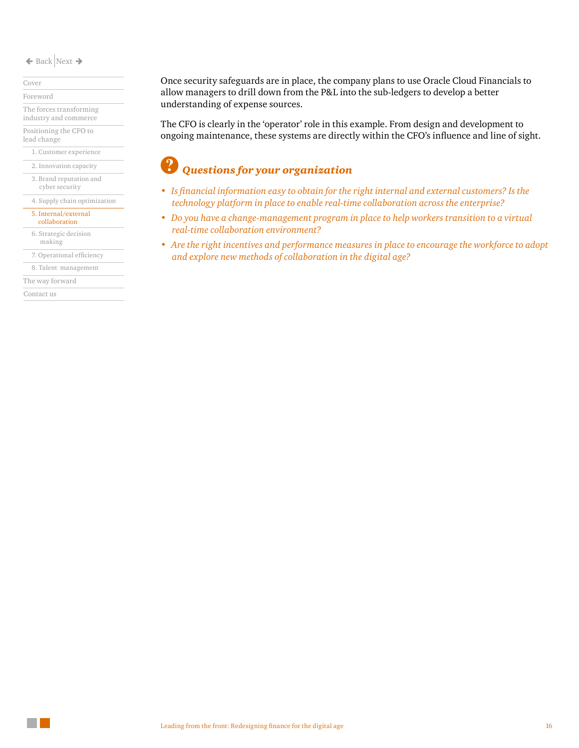Once security safeguards are in place, the company plans to use Oracle Cloud Financials to allow managers to drill down from the P&L into the sub-ledgers to develop a better understanding of expense sources.

The CFO is clearly in the 'operator' role in this example. From design and development to ongoing maintenance, these systems are directly within the CFO's influence and line of sight.

## *Questions for your organization*

- *Is financial information easy to obtain for the right internal and external customers? Is the technology platform in place to enable real-time collaboration across the enterprise?*
- *Do you have a change-management program in place to help workers transition to a virtual real-time collaboration environment?*
- *Are the right incentives and performance measures in place to encourage the workforce to adopt and explore new methods of collaboration in the digital age?*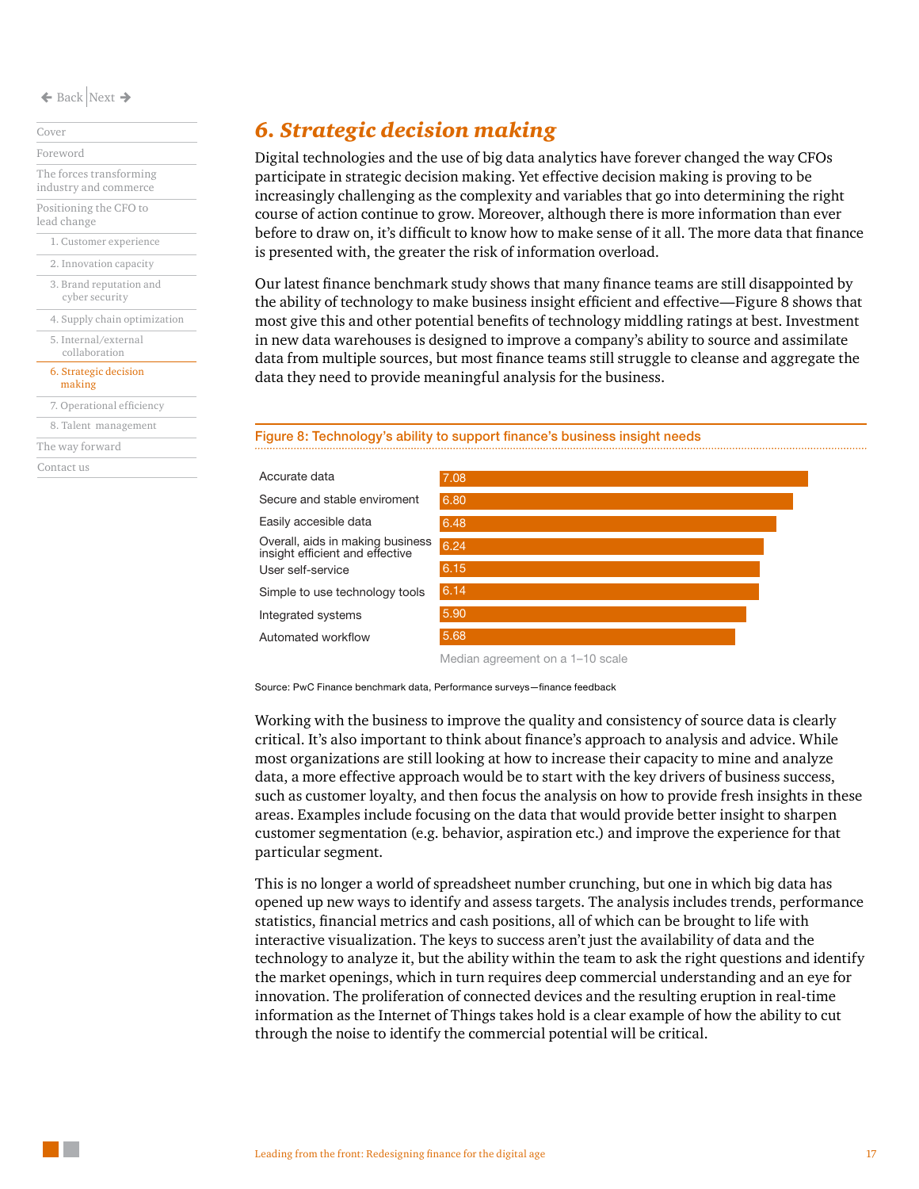# 6. Strategic decision making

Digital technologies and the use of big data analytics have forever changed the way CFOs participate in strategic decision making. Yet effective decision making is proving to be increasingly challenging as the complexity and variables that go into determining the right course of action continue to grow. Moreover, although there is more information than ever before to draw on, it's difficult to know how to make sense of it all. The more data that finance is presented with, the greater the risk of information overload.

Our latest finance benchmark study shows that many finance teams are still disappointed by the ability of technology to make business insight efficient and effective—Figure 8 shows that most give this and other potential benefits of technology middling ratings at best. Investment in new data warehouses is designed to improve a company's ability to source and assimilate data from multiple sources, but most finance teams still struggle to cleanse and aggregate the data they need to provide meaningful analysis for the business.

**Figure 8: Technology's ability to support finance's business insight needs**

| | Median agreement on a 1–10 scale |
|---|---|
| Accurate data | 7.08 |
| Secure and stable enviroment | 6.80 |
| Easily accesible data | 6.48 |
| Overall, aids in making business insight efficient and effective | 6.24 |
| User self-service | 6.15 |
| Simple to use technology tools | 6.14 |
| Integrated systems | 5.90 |
| Automated workflow | 5.68 |

Source: PwC Finance benchmark data, Performance surveys—finance feedback

Working with the business to improve the quality and consistency of source data is clearly critical. It's also important to think about finance's approach to analysis and advice. While most organizations are still looking at how to increase their capacity to mine and analyze data, a more effective approach would be to start with the key drivers of business success, such as customer loyalty, and then focus the analysis on how to provide fresh insights in these areas. Examples include focusing on the data that would provide better insight to sharpen customer segmentation (e.g. behavior, aspiration etc.) and improve the experience for that particular segment.

This is no longer a world of spreadsheet number crunching, but one in which big data has opened up new ways to identify and assess targets. The analysis includes trends, performance statistics, financial metrics and cash positions, all of which can be brought to life with interactive visualization. The keys to success aren't just the availability of data and the technology to analyze it, but the ability within the team to ask the right questions and identify the market openings, which in turn requires deep commercial understanding and an eye for innovation. The proliferation of connected devices and the resulting eruption in real-time information as the Internet of Things takes hold is a clear example of how the ability to cut through the noise to identify the commercial potential will be critical.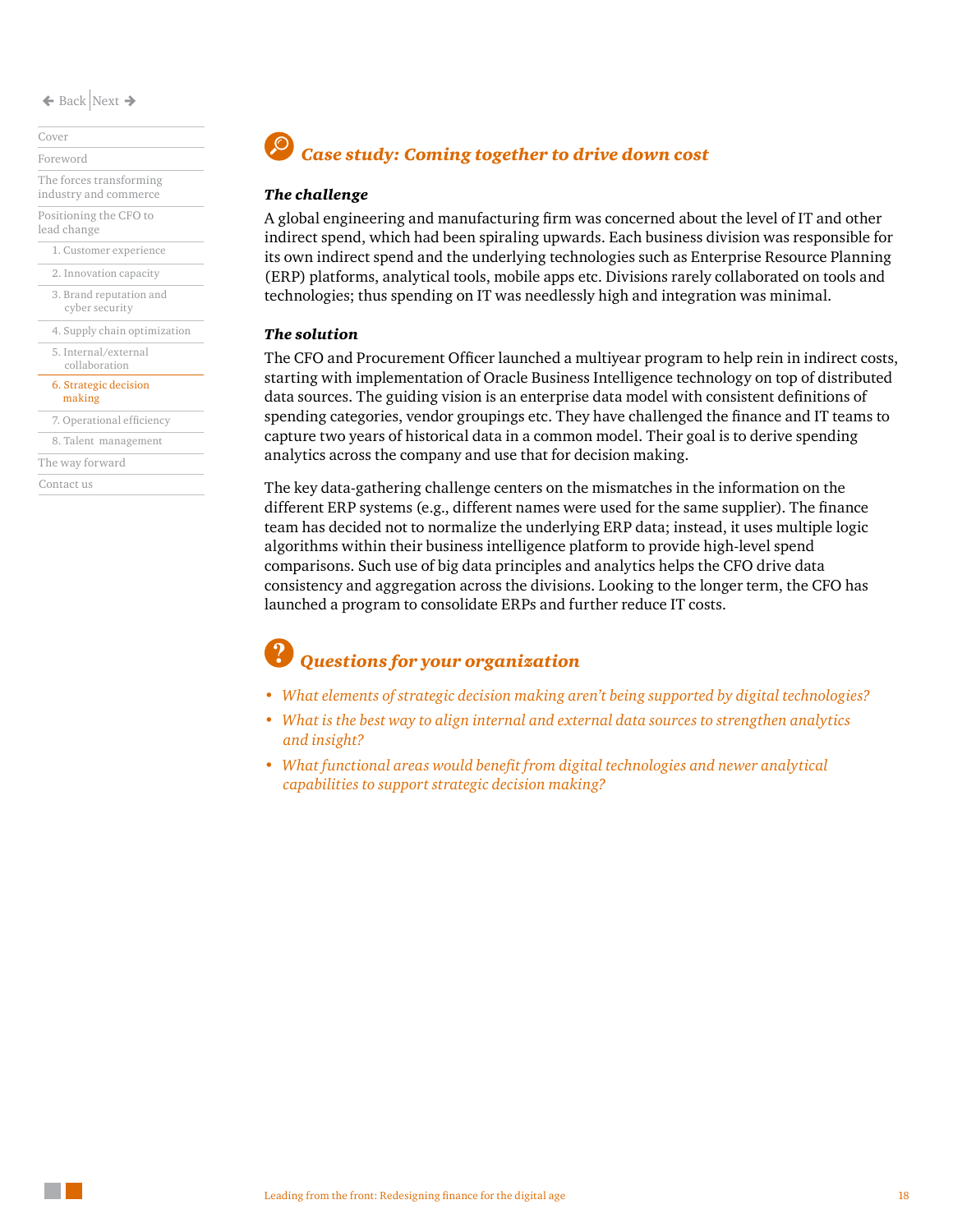## *Case study: Coming together to drive down cost*

***The challenge***

A global engineering and manufacturing firm was concerned about the level of IT and other indirect spend, which had been spiraling upwards. Each business division was responsible for its own indirect spend and the underlying technologies such as Enterprise Resource Planning (ERP) platforms, analytical tools, mobile apps etc. Divisions rarely collaborated on tools and technologies; thus spending on IT was needlessly high and integration was minimal.

***The solution***

The CFO and Procurement Officer launched a multiyear program to help rein in indirect costs, starting with implementation of Oracle Business Intelligence technology on top of distributed data sources. The guiding vision is an enterprise data model with consistent definitions of spending categories, vendor groupings etc. They have challenged the finance and IT teams to capture two years of historical data in a common model. Their goal is to derive spending analytics across the company and use that for decision making.

The key data-gathering challenge centers on the mismatches in the information on the different ERP systems (e.g., different names were used for the same supplier). The finance team has decided not to normalize the underlying ERP data; instead, it uses multiple logic algorithms within their business intelligence platform to provide high-level spend comparisons. Such use of big data principles and analytics helps the CFO drive data consistency and aggregation across the divisions. Looking to the longer term, the CFO has launched a program to consolidate ERPs and further reduce IT costs.

## *Questions for your organization*

- *What elements of strategic decision making aren't being supported by digital technologies?*
- *What is the best way to align internal and external data sources to strengthen analytics and insight?*
- *What functional areas would benefit from digital technologies and newer analytical capabilities to support strategic decision making?*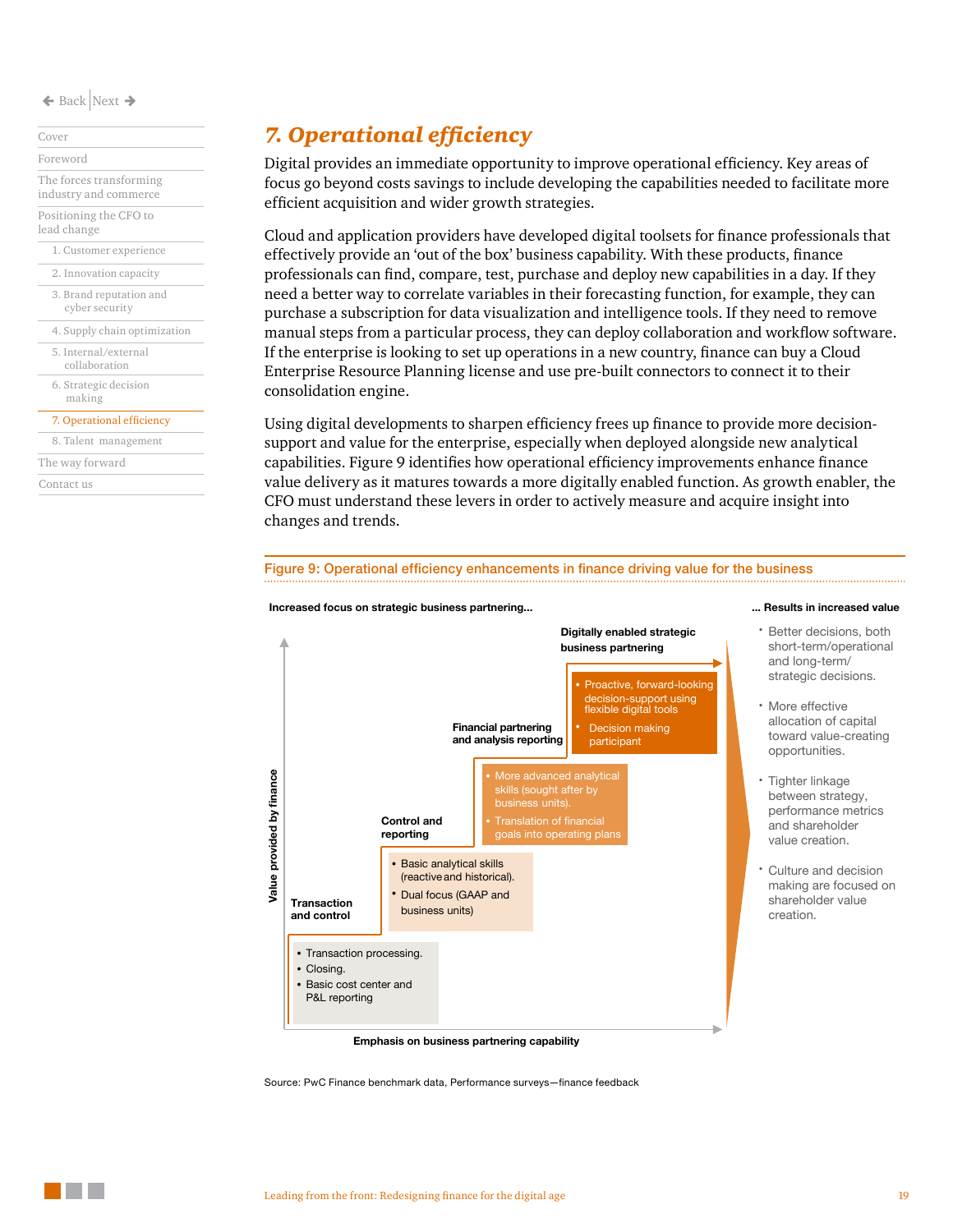## *7. Operational efficiency*

Digital provides an immediate opportunity to improve operational efficiency. Key areas of focus go beyond costs savings to include developing the capabilities needed to facilitate more efficient acquisition and wider growth strategies.

Cloud and application providers have developed digital toolsets for finance professionals that effectively provide an 'out of the box' business capability. With these products, finance professionals can find, compare, test, purchase and deploy new capabilities in a day. If they need a better way to correlate variables in their forecasting function, for example, they can purchase a subscription for data visualization and intelligence tools. If they need to remove manual steps from a particular process, they can deploy collaboration and workflow software. If the enterprise is looking to set up operations in a new country, finance can buy a Cloud Enterprise Resource Planning license and use pre-built connectors to connect it to their consolidation engine.

Using digital developments to sharpen efficiency frees up finance to provide more decision-support and value for the enterprise, especially when deployed alongside new analytical capabilities. Figure 9 identifies how operational efficiency improvements enhance finance value delivery as it matures towards a more digitally enabled function. As growth enabler, the CFO must understand these levers in order to actively measure and acquire insight into changes and trends.

**Figure 9: Operational efficiency enhancements in finance driving value for the business**

**Increased focus on strategic business partnering...**

**Transaction and control**
- Transaction processing.
- Closing.
- Basic cost center and P&L reporting

**Control and reporting**
- Basic analytical skills (reactive and historical).
- Dual focus (GAAP and business units)

**Financial partnering and analysis reporting**
- More advanced analytical skills (sought after by business units).
- Translation of financial goals into operating plans

**Digitally enabled strategic business partnering**
- Proactive, forward-looking decision-support using flexible digital tools
- Decision making participant

Value provided by finance (vertical axis); Emphasis on business partnering capability (horizontal axis)

**... Results in increased value**
- Better decisions, both short-term/operational and long-term/strategic decisions.
- More effective allocation of capital toward value-creating opportunities.
- Tighter linkage between strategy, performance metrics and shareholder value creation.
- Culture and decision making are focused on shareholder value creation.

Source: PwC Finance benchmark data, Performance surveys—finance feedback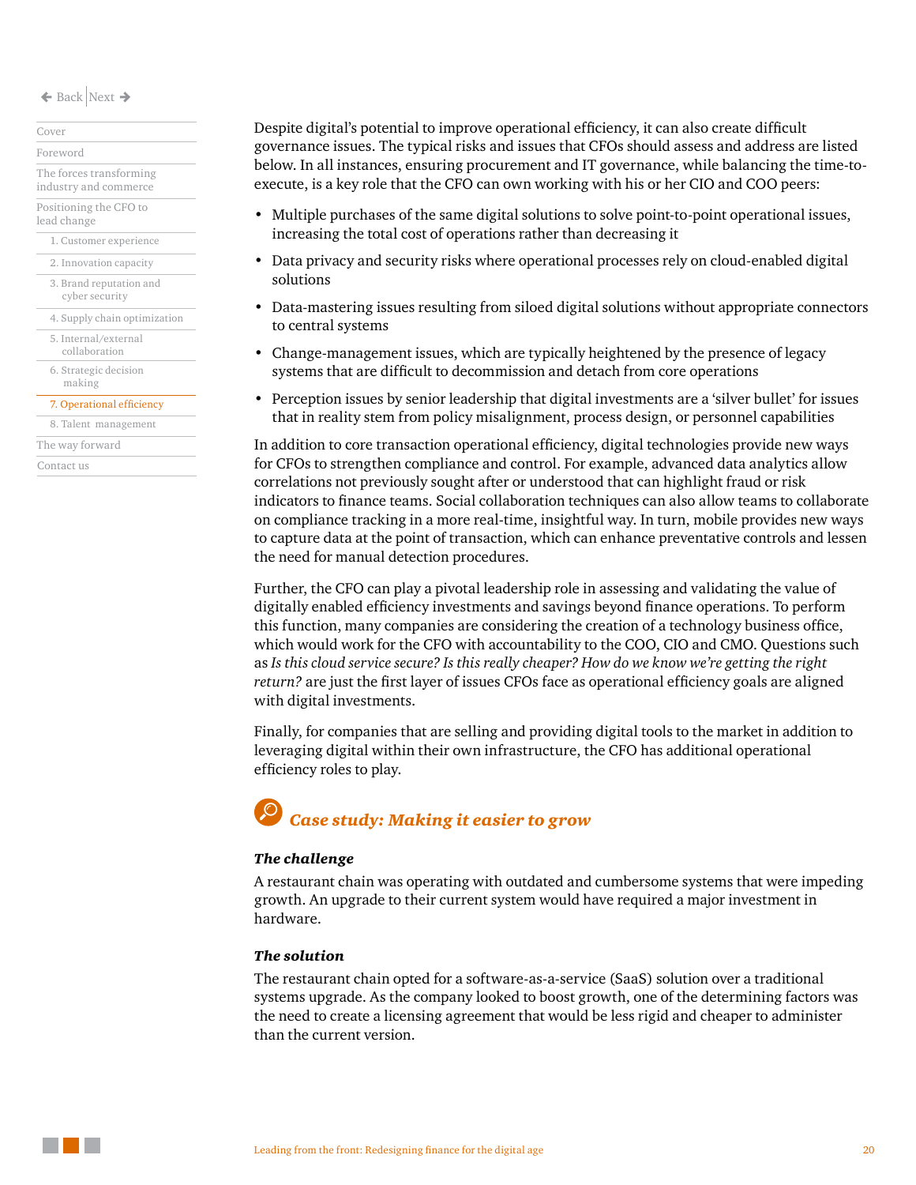Despite digital's potential to improve operational efficiency, it can also create difficult governance issues. The typical risks and issues that CFOs should assess and address are listed below. In all instances, ensuring procurement and IT governance, while balancing the time-to-execute, is a key role that the CFO can own working with his or her CIO and COO peers:

- Multiple purchases of the same digital solutions to solve point-to-point operational issues, increasing the total cost of operations rather than decreasing it
- Data privacy and security risks where operational processes rely on cloud-enabled digital solutions
- Data-mastering issues resulting from siloed digital solutions without appropriate connectors to central systems
- Change-management issues, which are typically heightened by the presence of legacy systems that are difficult to decommission and detach from core operations
- Perception issues by senior leadership that digital investments are a 'silver bullet' for issues that in reality stem from policy misalignment, process design, or personnel capabilities

In addition to core transaction operational efficiency, digital technologies provide new ways for CFOs to strengthen compliance and control. For example, advanced data analytics allow correlations not previously sought after or understood that can highlight fraud or risk indicators to finance teams. Social collaboration techniques can also allow teams to collaborate on compliance tracking in a more real-time, insightful way. In turn, mobile provides new ways to capture data at the point of transaction, which can enhance preventative controls and lessen the need for manual detection procedures.

Further, the CFO can play a pivotal leadership role in assessing and validating the value of digitally enabled efficiency investments and savings beyond finance operations. To perform this function, many companies are considering the creation of a technology business office, which would work for the CFO with accountability to the COO, CIO and CMO. Questions such as *Is this cloud service secure? Is this really cheaper? How do we know we're getting the right return?* are just the first layer of issues CFOs face as operational efficiency goals are aligned with digital investments.

Finally, for companies that are selling and providing digital tools to the market in addition to leveraging digital within their own infrastructure, the CFO has additional operational efficiency roles to play.

## *Case study: Making it easier to grow*

### *The challenge*

A restaurant chain was operating with outdated and cumbersome systems that were impeding growth. An upgrade to their current system would have required a major investment in hardware.

### *The solution*

The restaurant chain opted for a software-as-a-service (SaaS) solution over a traditional systems upgrade. As the company looked to boost growth, one of the determining factors was the need to create a licensing agreement that would be less rigid and cheaper to administer than the current version.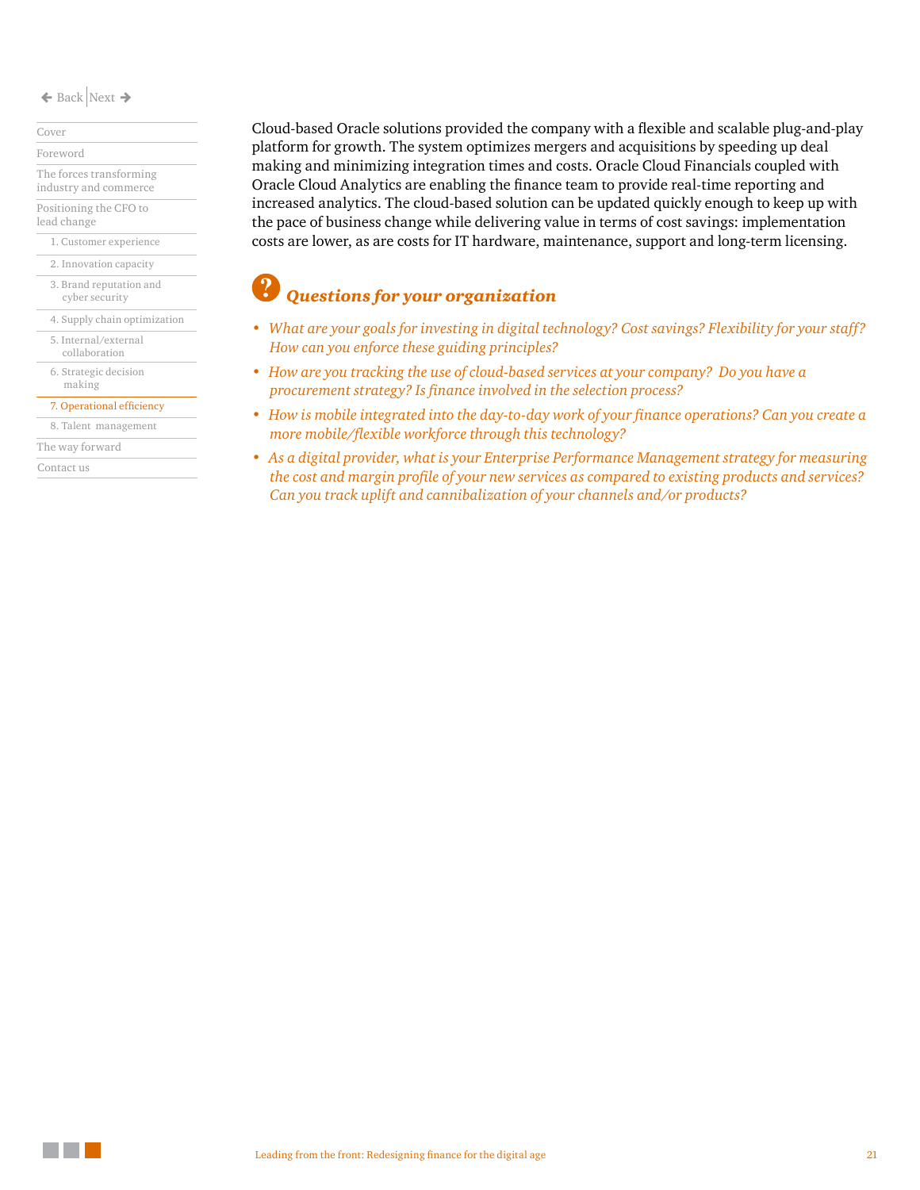Cloud-based Oracle solutions provided the company with a flexible and scalable plug-and-play platform for growth. The system optimizes mergers and acquisitions by speeding up deal making and minimizing integration times and costs. Oracle Cloud Financials coupled with Oracle Cloud Analytics are enabling the finance team to provide real-time reporting and increased analytics. The cloud-based solution can be updated quickly enough to keep up with the pace of business change while delivering value in terms of cost savings: implementation costs are lower, as are costs for IT hardware, maintenance, support and long-term licensing.

## *Questions for your organization*

- *What are your goals for investing in digital technology? Cost savings? Flexibility for your staff? How can you enforce these guiding principles?*
- *How are you tracking the use of cloud-based services at your company? Do you have a procurement strategy? Is finance involved in the selection process?*
- *How is mobile integrated into the day-to-day work of your finance operations? Can you create a more mobile/flexible workforce through this technology?*
- *As a digital provider, what is your Enterprise Performance Management strategy for measuring the cost and margin profile of your new services as compared to existing products and services? Can you track uplift and cannibalization of your channels and/or products?*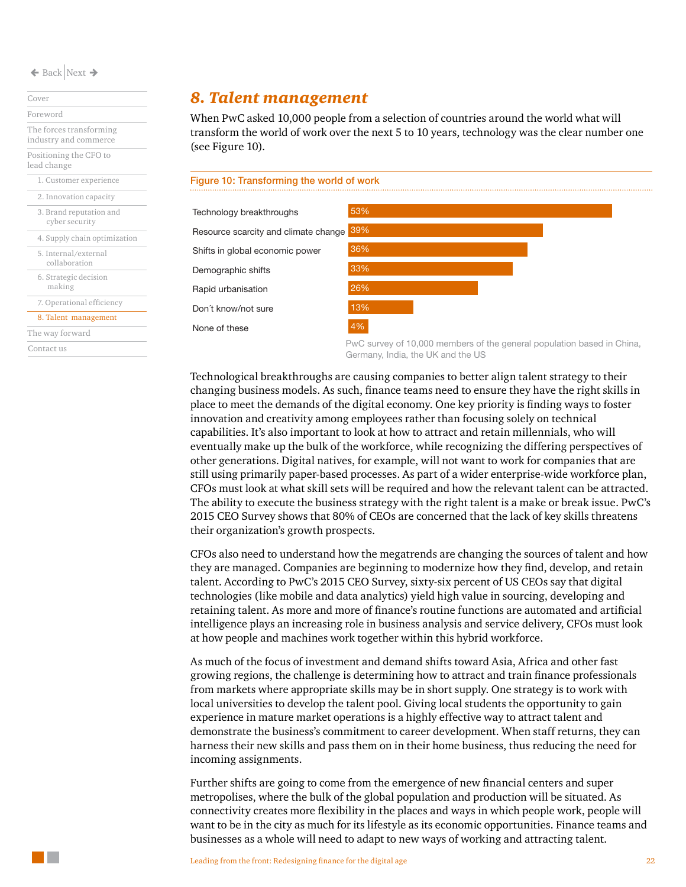# *8. Talent management*

When PwC asked 10,000 people from a selection of countries around the world what will transform the world of work over the next 5 to 10 years, technology was the clear number one (see Figure 10).

**Figure 10: Transforming the world of work**

| Response | % |
| --- | --- |
| Technology breakthroughs | 53% |
| Resource scarcity and climate change | 39% |
| Shifts in global economic power | 36% |
| Demographic shifts | 33% |
| Rapid urbanisation | 26% |
| Don´t know/not sure | 13% |
| None of these | 4% |

PwC survey of 10,000 members of the general population based in China, Germany, India, the UK and the US

Technological breakthroughs are causing companies to better align talent strategy to their changing business models. As such, finance teams need to ensure they have the right skills in place to meet the demands of the digital economy. One key priority is finding ways to foster innovation and creativity among employees rather than focusing solely on technical capabilities. It's also important to look at how to attract and retain millennials, who will eventually make up the bulk of the workforce, while recognizing the differing perspectives of other generations. Digital natives, for example, will not want to work for companies that are still using primarily paper-based processes. As part of a wider enterprise-wide workforce plan, CFOs must look at what skill sets will be required and how the relevant talent can be attracted. The ability to execute the business strategy with the right talent is a make or break issue. PwC's 2015 CEO Survey shows that 80% of CEOs are concerned that the lack of key skills threatens their organization's growth prospects.

CFOs also need to understand how the megatrends are changing the sources of talent and how they are managed. Companies are beginning to modernize how they find, develop, and retain talent. According to PwC's 2015 CEO Survey, sixty-six percent of US CEOs say that digital technologies (like mobile and data analytics) yield high value in sourcing, developing and retaining talent. As more and more of finance's routine functions are automated and artificial intelligence plays an increasing role in business analysis and service delivery, CFOs must look at how people and machines work together within this hybrid workforce.

As much of the focus of investment and demand shifts toward Asia, Africa and other fast growing regions, the challenge is determining how to attract and train finance professionals from markets where appropriate skills may be in short supply. One strategy is to work with local universities to develop the talent pool. Giving local students the opportunity to gain experience in mature market operations is a highly effective way to attract talent and demonstrate the business's commitment to career development. When staff returns, they can harness their new skills and pass them on in their home business, thus reducing the need for incoming assignments.

Further shifts are going to come from the emergence of new financial centers and super metropolises, where the bulk of the global population and production will be situated. As connectivity creates more flexibility in the places and ways in which people work, people will want to be in the city as much for its lifestyle as its economic opportunities. Finance teams and businesses as a whole will need to adapt to new ways of working and attracting talent.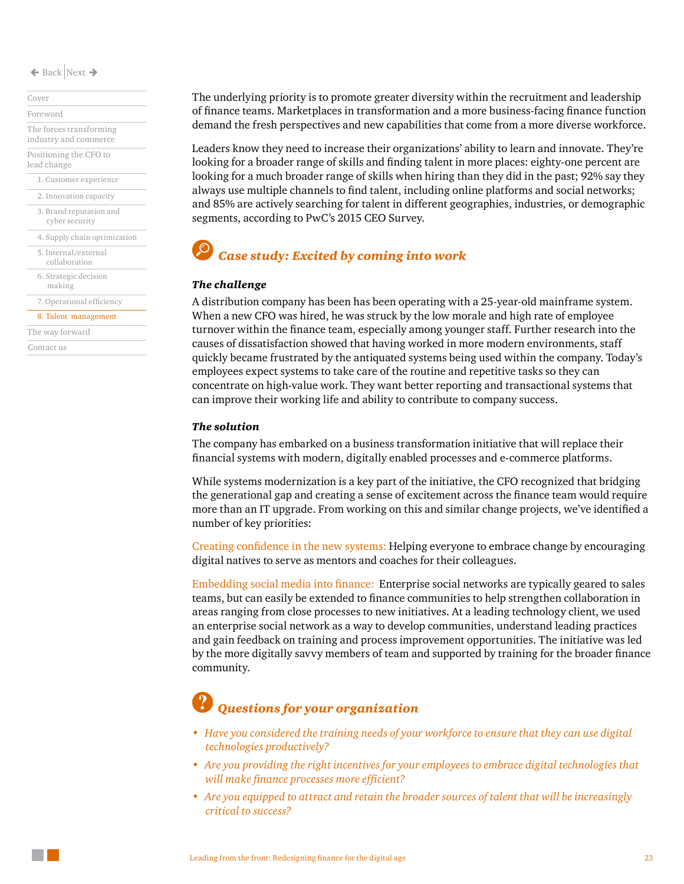The underlying priority is to promote greater diversity within the recruitment and leadership of finance teams. Marketplaces in transformation and a more business-facing finance function demand the fresh perspectives and new capabilities that come from a more diverse workforce.

Leaders know they need to increase their organizations' ability to learn and innovate. They're looking for a broader range of skills and finding talent in more places: eighty-one percent are looking for a much broader range of skills when hiring than they did in the past; 92% say they always use multiple channels to find talent, including online platforms and social networks; and 85% are actively searching for talent in different geographies, industries, or demographic segments, according to PwC's 2015 CEO Survey.

## *Case study: Excited by coming into work*

### *The challenge*

A distribution company has been has been operating with a 25-year-old mainframe system. When a new CFO was hired, he was struck by the low morale and high rate of employee turnover within the finance team, especially among younger staff. Further research into the causes of dissatisfaction showed that having worked in more modern environments, staff quickly became frustrated by the antiquated systems being used within the company. Today's employees expect systems to take care of the routine and repetitive tasks so they can concentrate on high-value work. They want better reporting and transactional systems that can improve their working life and ability to contribute to company success.

### *The solution*

The company has embarked on a business transformation initiative that will replace their financial systems with modern, digitally enabled processes and e-commerce platforms.

While systems modernization is a key part of the initiative, the CFO recognized that bridging the generational gap and creating a sense of excitement across the finance team would require more than an IT upgrade. From working on this and similar change projects, we've identified a number of key priorities:

Creating confidence in the new systems: Helping everyone to embrace change by encouraging digital natives to serve as mentors and coaches for their colleagues.

Embedding social media into finance: Enterprise social networks are typically geared to sales teams, but can easily be extended to finance communities to help strengthen collaboration in areas ranging from close processes to new initiatives. At a leading technology client, we used an enterprise social network as a way to develop communities, understand leading practices and gain feedback on training and process improvement opportunities. The initiative was led by the more digitally savvy members of team and supported by training for the broader finance community.

## *Questions for your organization*

- *Have you considered the training needs of your workforce to ensure that they can use digital technologies productively?*
- *Are you providing the right incentives for your employees to embrace digital technologies that will make finance processes more efficient?*
- *Are you equipped to attract and retain the broader sources of talent that will be increasingly critical to success?*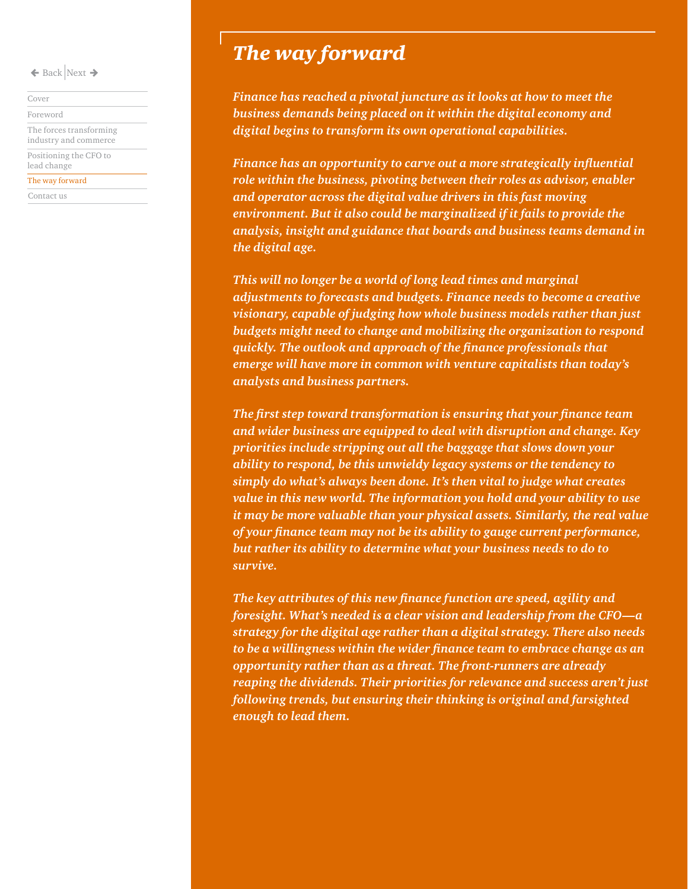# The way forward

*Finance has reached a pivotal juncture as it looks at how to meet the business demands being placed on it within the digital economy and digital begins to transform its own operational capabilities.*

*Finance has an opportunity to carve out a more strategically influential role within the business, pivoting between their roles as advisor, enabler and operator across the digital value drivers in this fast moving environment. But it also could be marginalized if it fails to provide the analysis, insight and guidance that boards and business teams demand in the digital age.*

*This will no longer be a world of long lead times and marginal adjustments to forecasts and budgets. Finance needs to become a creative visionary, capable of judging how whole business models rather than just budgets might need to change and mobilizing the organization to respond quickly. The outlook and approach of the finance professionals that emerge will have more in common with venture capitalists than today's analysts and business partners.*

*The first step toward transformation is ensuring that your finance team and wider business are equipped to deal with disruption and change. Key priorities include stripping out all the baggage that slows down your ability to respond, be this unwieldy legacy systems or the tendency to simply do what's always been done. It's then vital to judge what creates value in this new world. The information you hold and your ability to use it may be more valuable than your physical assets. Similarly, the real value of your finance team may not be its ability to gauge current performance, but rather its ability to determine what your business needs to do to survive.*

*The key attributes of this new finance function are speed, agility and foresight. What's needed is a clear vision and leadership from the CFO—a strategy for the digital age rather than a digital strategy. There also needs to be a willingness within the wider finance team to embrace change as an opportunity rather than as a threat. The front-runners are already reaping the dividends. Their priorities for relevance and success aren't just following trends, but ensuring their thinking is original and farsighted enough to lead them.*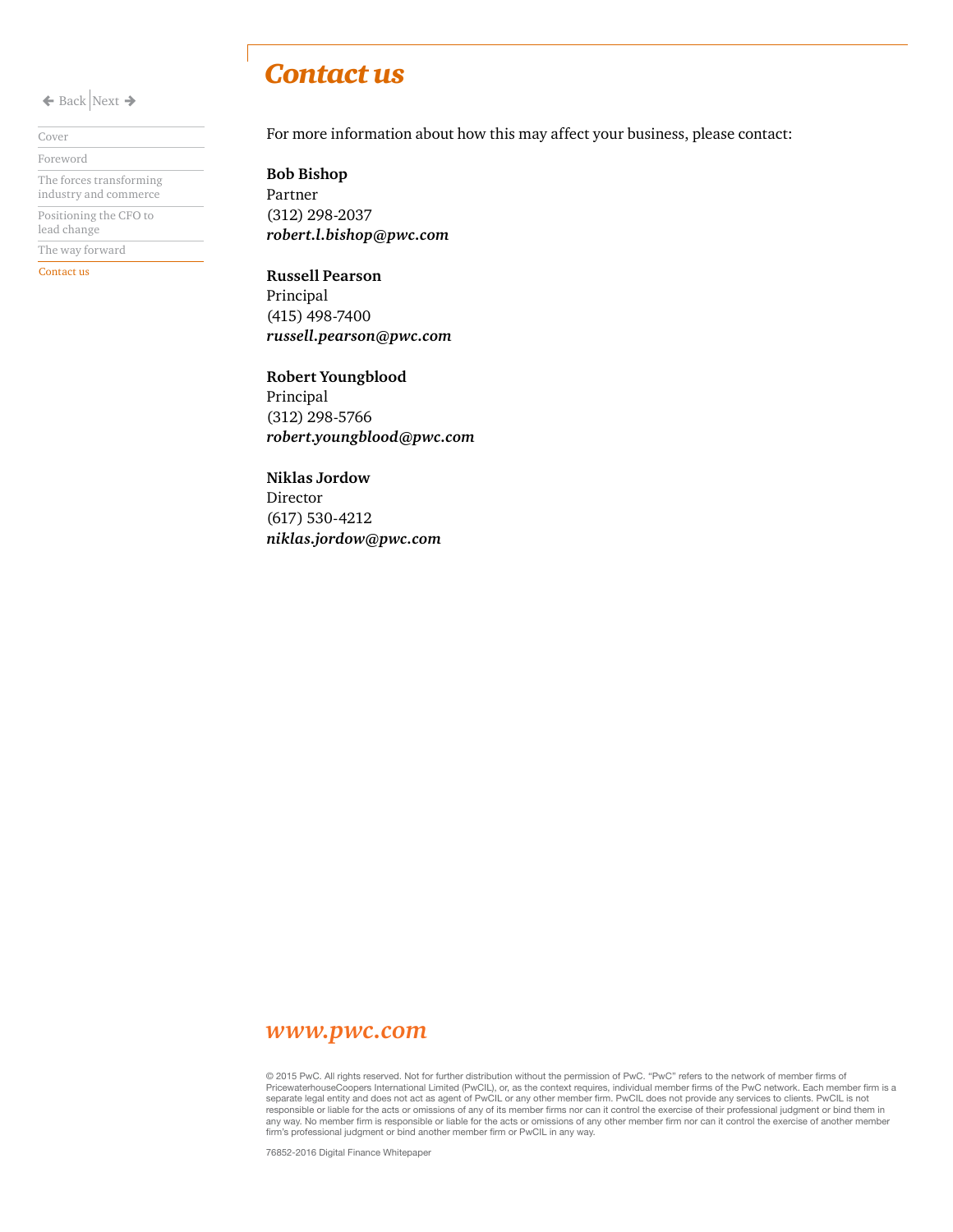# *Contact us*

For more information about how this may affect your business, please contact:

**Bob Bishop**
Partner
(312) 298-2037
***robert.l.bishop@pwc.com***

**Russell Pearson**
Principal
(415) 498-7400
***russell.pearson@pwc.com***

**Robert Youngblood**
Principal
(312) 298-5766
***robert.youngblood@pwc.com***

**Niklas Jordow**
Director
(617) 530-4212
***niklas.jordow@pwc.com***

***www.pwc.com***

© 2015 PwC. All rights reserved. Not for further distribution without the permission of PwC. "PwC" refers to the network of member firms of PricewaterhouseCoopers International Limited (PwCIL), or, as the context requires, individual member firms of the PwC network. Each member firm is a separate legal entity and does not act as agent of PwCIL or any other member firm. PwCIL does not provide any services to clients. PwCIL is not responsible or liable for the acts or omissions of any of its member firms nor can it control the exercise of their professional judgment or bind them in any way. No member firm is responsible or liable for the acts or omissions of any other member firm nor can it control the exercise of another member firm's professional judgment or bind another member firm or PwCIL in any way.

76852-2016 Digital Finance Whitepaper